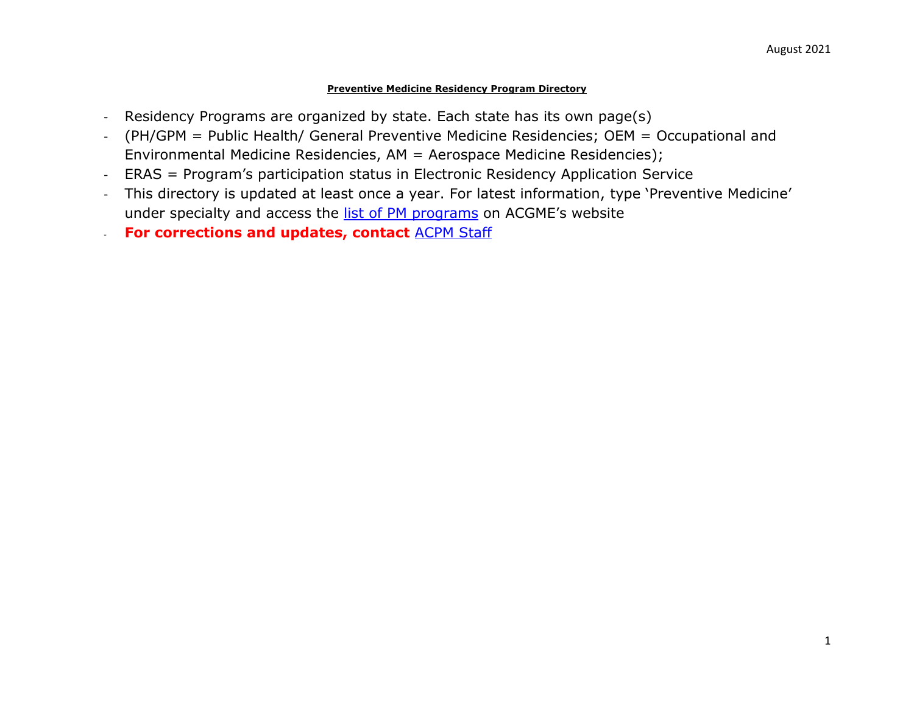August 2021

# Preventive Medicine Residency Program Directory

- Residency Programs are organized by state. Each state has its own page(s)
- (PH/GPM = Public Health/ General Preventive Medicine Residencies; OEM = Occupational and Environmental Medicine Residencies, AM = Aerospace Medicine Residencies);
- ERAS = Program's participation status in Electronic Residency Application Service
- This directory is updated at least once a year. For latest information, type 'Preventive Medicine' under specialty and access the list of PM programs on ACGME's website
- **For corrections and updates, contact** ACPM Staff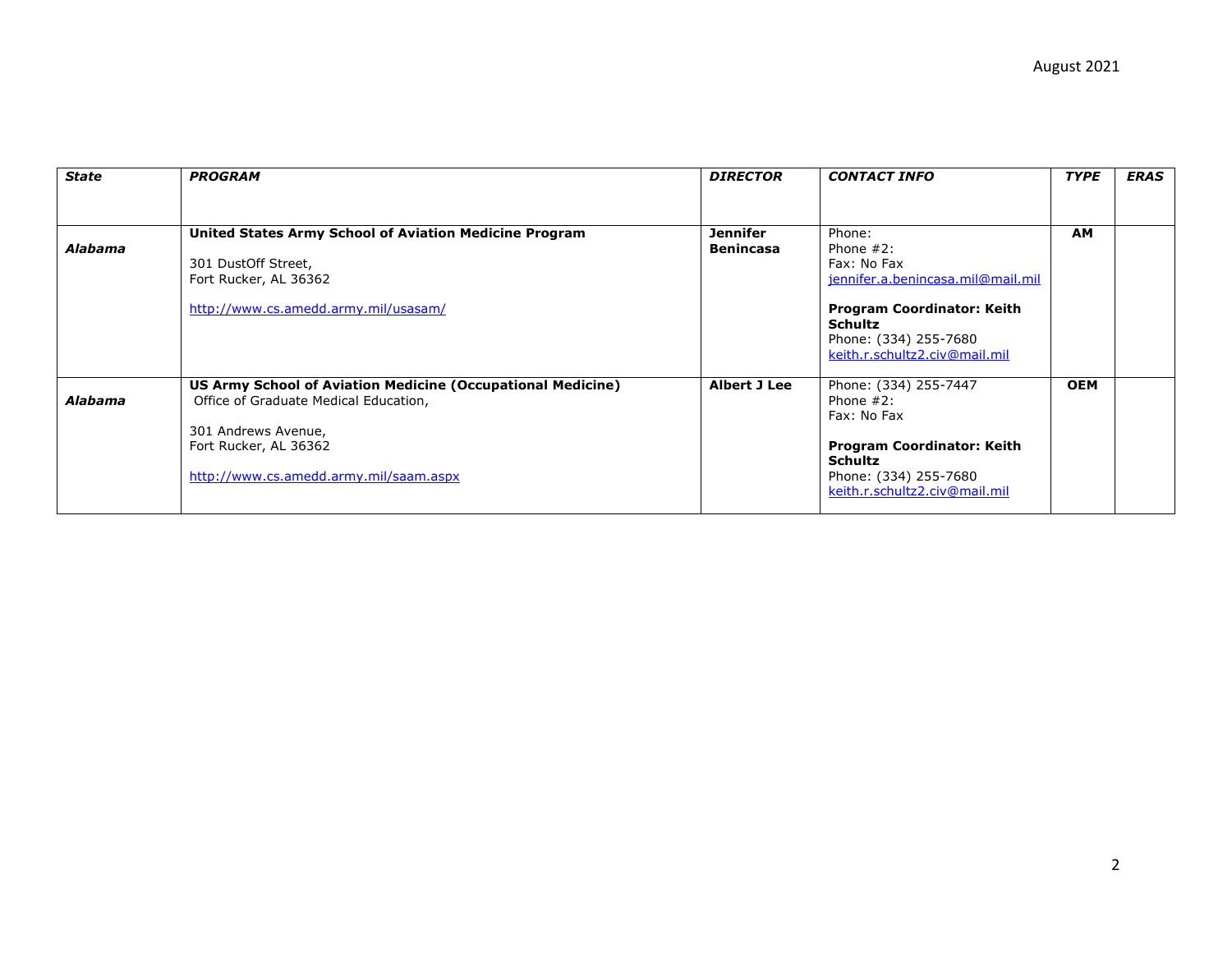| *State* | *PROGRAM* | *DIRECTOR* | *CONTACT INFO* | *TYPE* | *ERAS* |
|---|---|---|---|---|---|
| ***Alabama*** | **United States Army School of Aviation Medicine Program**<br><br>301 DustOff Street,<br>Fort Rucker, AL 36362<br><br>http://www.cs.amedd.army.mil/usasam/ | **Jennifer Benincasa** | Phone:<br>Phone #2:<br>Fax: No Fax<br>jennifer.a.benincasa.mil@mail.mil<br><br>**Program Coordinator: Keith Schultz**<br>Phone: (334) 255-7680<br>keith.r.schultz2.civ@mail.mil | **AM** | |
| ***Alabama*** | **US Army School of Aviation Medicine (Occupational Medicine)**<br>Office of Graduate Medical Education,<br><br>301 Andrews Avenue,<br>Fort Rucker, AL 36362<br><br>http://www.cs.amedd.army.mil/saam.aspx | **Albert J Lee** | Phone: (334) 255-7447<br>Phone #2:<br>Fax: No Fax<br><br>**Program Coordinator: Keith Schultz**<br>Phone: (334) 255-7680<br>keith.r.schultz2.civ@mail.mil | **OEM** | |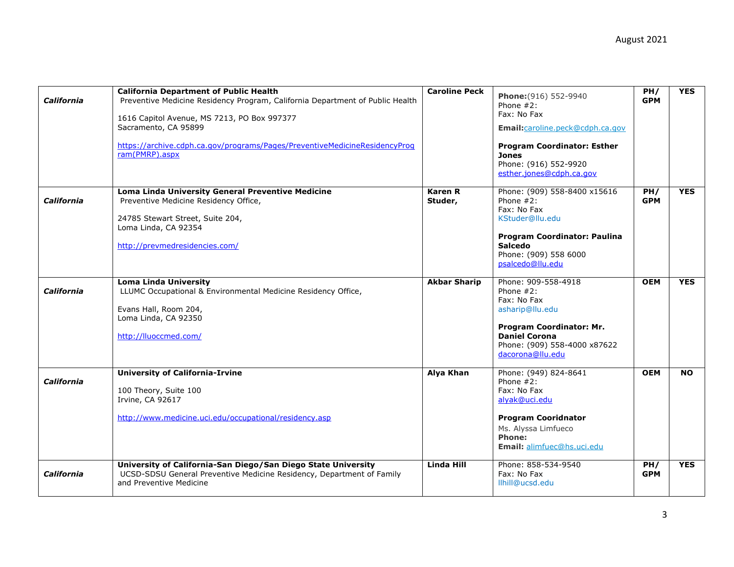| | | | | | |
|---|---|---|---|---|---|
| ***California*** | **California Department of Public Health**<br>Preventive Medicine Residency Program, California Department of Public Health<br><br>1616 Capitol Avenue, MS 7213, PO Box 997377<br>Sacramento, CA 95899<br><br>https://archive.cdph.ca.gov/programs/Pages/PreventiveMedicineResidencyProgram(PMRP).aspx | **Caroline Peck** | **Phone:**(916) 552-9940<br>Phone #2:<br>Fax: No Fax<br>**Email:**caroline.peck@cdph.ca.gov<br><br>**Program Coordinator: Esther Jones**<br>Phone: (916) 552-9920<br>esther.jones@cdph.ca.gov | **PH/ GPM** | **YES** |
| ***California*** | **Loma Linda University General Preventive Medicine**<br>Preventive Medicine Residency Office,<br><br>24785 Stewart Street, Suite 204,<br>Loma Linda, CA 92354<br><br>http://prevmedresidencies.com/ | **Karen R Studer,** | Phone: (909) 558-8400 x15616<br>Phone #2:<br>Fax: No Fax<br>KStuder@llu.edu<br><br>**Program Coordinator: Paulina Salcedo**<br>Phone: (909) 558 6000<br>psalcedo@llu.edu | **PH/ GPM** | **YES** |
| ***California*** | **Loma Linda University**<br>LLUMC Occupational & Environmental Medicine Residency Office,<br><br>Evans Hall, Room 204,<br>Loma Linda, CA 92350<br><br>http://lluoccmed.com/ | **Akbar Sharip** | Phone: 909-558-4918<br>Phone #2:<br>Fax: No Fax<br>asharip@llu.edu<br><br>**Program Coordinator: Mr. Daniel Corona**<br>Phone: (909) 558-4000 x87622<br>dacorona@llu.edu | **OEM** | **YES** |
| ***California*** | **University of California-Irvine**<br><br>100 Theory, Suite 100<br>Irvine, CA 92617<br><br>http://www.medicine.uci.edu/occupational/residency.asp | **Alya Khan** | Phone: (949) 824-8641<br>Phone #2:<br>Fax: No Fax<br>alyak@uci.edu<br><br>**Program Cooridnator**<br>Ms. Alyssa Limfueco<br>**Phone:**<br>**Email:** alimfuec@hs.uci.edu | **OEM** | **NO** |
| ***California*** | **University of California-San Diego/San Diego State University**<br>UCSD-SDSU General Preventive Medicine Residency, Department of Family and Preventive Medicine | **Linda Hill** | Phone: 858-534-9540<br>Fax: No Fax<br>llhill@ucsd.edu | **PH/ GPM** | **YES** |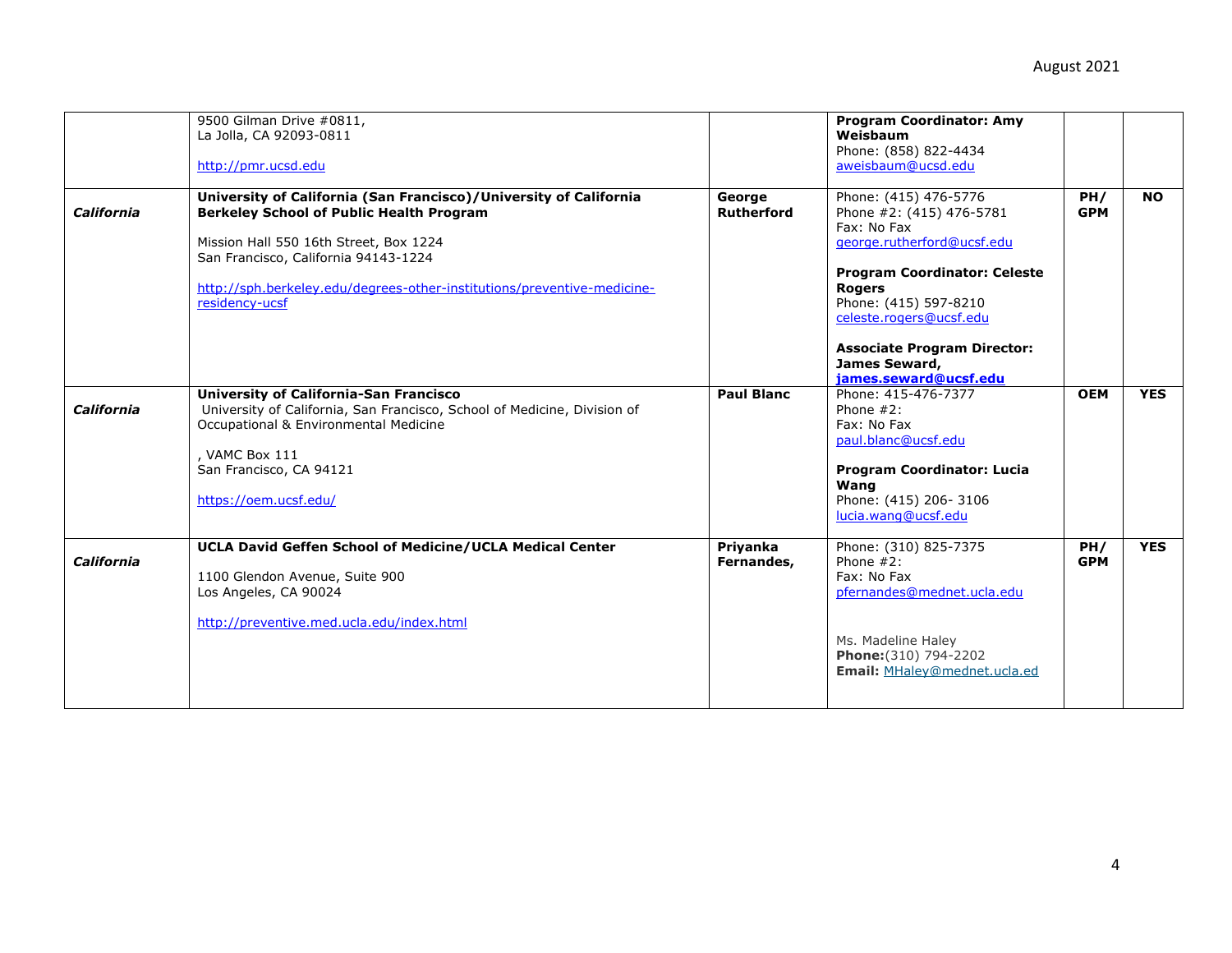| | | | | | |
|---|---|---|---|---|---|
| | 9500 Gilman Drive #0811,<br>La Jolla, CA 92093-0811<br><br>http://pmr.ucsd.edu | | **Program Coordinator: Amy Weisbaum**<br>Phone: (858) 822-4434<br>aweisbaum@ucsd.edu | | |
| ***California*** | **University of California (San Francisco)/University of California Berkeley School of Public Health Program**<br><br>Mission Hall 550 16th Street, Box 1224<br>San Francisco, California 94143-1224<br><br>http://sph.berkeley.edu/degrees-other-institutions/preventive-medicine-residency-ucsf | **George Rutherford** | Phone: (415) 476-5776<br>Phone #2: (415) 476-5781<br>Fax: No Fax<br>george.rutherford@ucsf.edu<br><br>**Program Coordinator: Celeste Rogers**<br>Phone: (415) 597-8210<br>celeste.rogers@ucsf.edu<br><br>**Associate Program Director: James Seward,**<br>**james.seward@ucsf.edu** | **PH/ GPM** | **NO** |
| ***California*** | **University of California-San Francisco**<br>University of California, San Francisco, School of Medicine, Division of Occupational & Environmental Medicine<br><br>, VAMC Box 111<br>San Francisco, CA 94121<br><br>https://oem.ucsf.edu/ | **Paul Blanc** | Phone: 415-476-7377<br>Phone #2:<br>Fax: No Fax<br>paul.blanc@ucsf.edu<br><br>**Program Coordinator: Lucia Wang**<br>Phone: (415) 206- 3106<br>lucia.wang@ucsf.edu | **OEM** | **YES** |
| ***California*** | **UCLA David Geffen School of Medicine/UCLA Medical Center**<br><br>1100 Glendon Avenue, Suite 900<br>Los Angeles, CA 90024<br><br>http://preventive.med.ucla.edu/index.html | **Priyanka Fernandes,** | Phone: (310) 825-7375<br>Phone #2:<br>Fax: No Fax<br>pfernandes@mednet.ucla.edu<br><br>Ms. Madeline Haley<br>**Phone:**(310) 794-2202<br>**Email:** MHaley@mednet.ucla.ed | **PH/ GPM** | **YES** |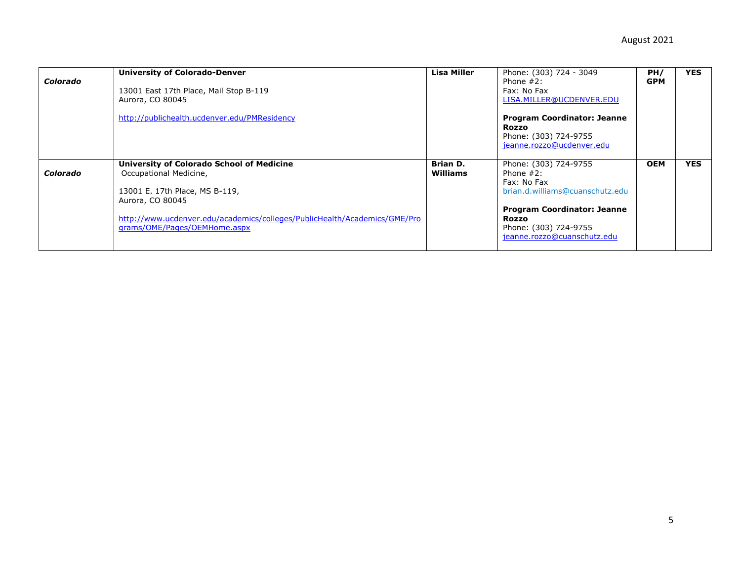| | | | | | |
|---|---|---|---|---|---|
| ***Colorado*** | **University of Colorado-Denver**<br><br>13001 East 17th Place, Mail Stop B-119<br>Aurora, CO 80045<br><br>http://publichealth.ucdenver.edu/PMResidency | **Lisa Miller** | Phone: (303) 724 - 3049<br>Phone #2:<br>Fax: No Fax<br>LISA.MILLER@UCDENVER.EDU<br><br>**Program Coordinator: Jeanne Rozzo**<br>Phone: (303) 724-9755<br>jeanne.rozzo@ucdenver.edu | **PH/ GPM** | **YES** |
| ***Colorado*** | **University of Colorado School of Medicine**<br>Occupational Medicine,<br><br>13001 E. 17th Place, MS B-119,<br>Aurora, CO 80045<br><br>http://www.ucdenver.edu/academics/colleges/PublicHealth/Academics/GME/Programs/OME/Pages/OEMHome.aspx | **Brian D. Williams** | Phone: (303) 724-9755<br>Phone #2:<br>Fax: No Fax<br>brian.d.williams@cuanschutz.edu<br><br>**Program Coordinator: Jeanne Rozzo**<br>Phone: (303) 724-9755<br>jeanne.rozzo@cuanschutz.edu | **OEM** | **YES** |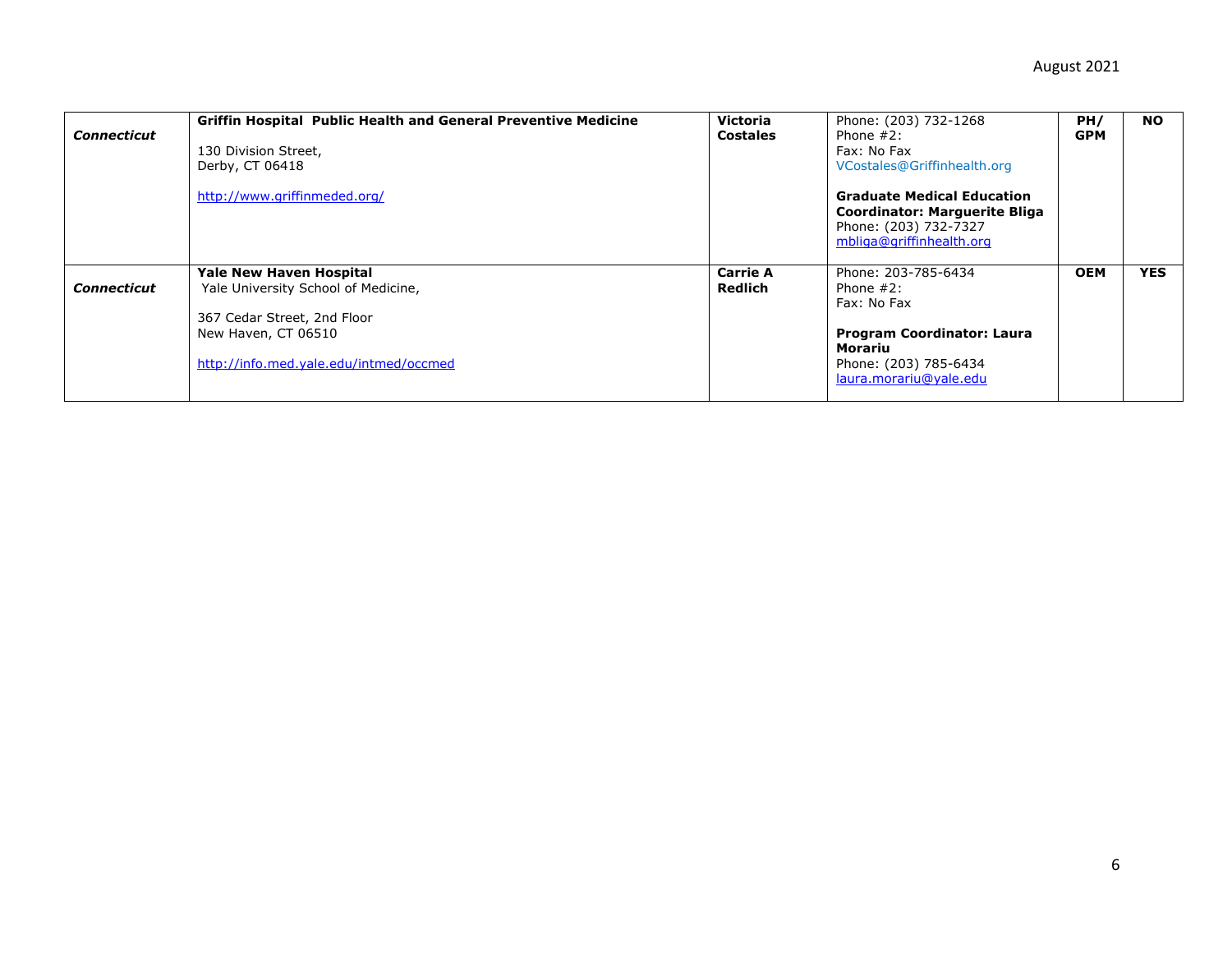| | | | | | |
|---|---|---|---|---|---|
| ***Connecticut*** | **Griffin Hospital Public Health and General Preventive Medicine**<br><br>130 Division Street,<br>Derby, CT 06418<br><br>http://www.griffinmeded.org/ | **Victoria Costales** | Phone: (203) 732-1268<br>Phone #2:<br>Fax: No Fax<br>VCostales@Griffinhealth.org<br><br>**Graduate Medical Education Coordinator: Marguerite Bliga**<br>Phone: (203) 732-7327<br>mbliga@griffinhealth.org | **PH/ GPM** | **NO** |
| ***Connecticut*** | **Yale New Haven Hospital**<br>Yale University School of Medicine,<br><br>367 Cedar Street, 2nd Floor<br>New Haven, CT 06510<br><br>http://info.med.yale.edu/intmed/occmed | **Carrie A Redlich** | Phone: 203-785-6434<br>Phone #2:<br>Fax: No Fax<br><br>**Program Coordinator: Laura Morariu**<br>Phone: (203) 785-6434<br>laura.morariu@yale.edu | **OEM** | **YES** |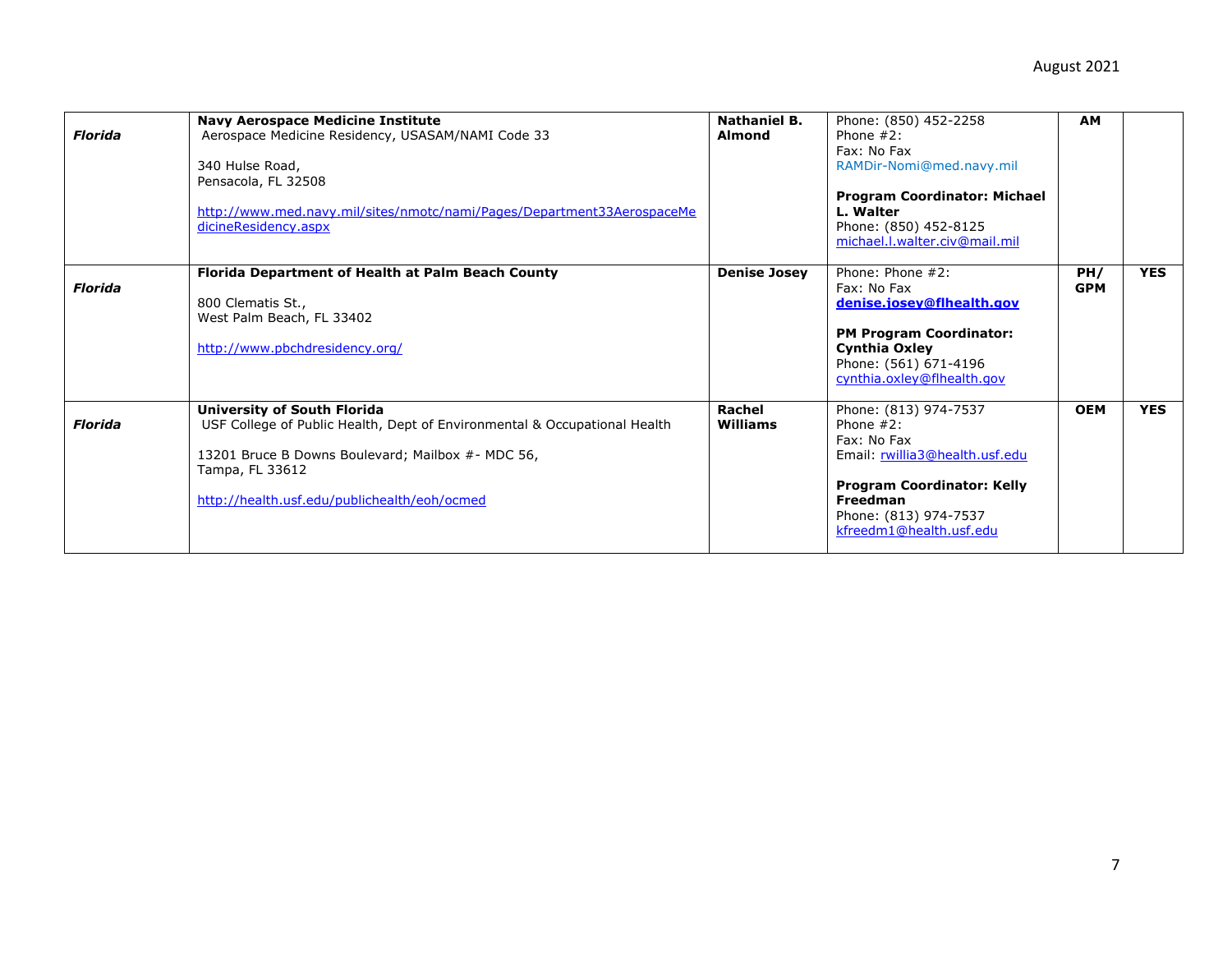| | | | | | |
|---|---|---|---|---|---|
| ***Florida*** | **Navy Aerospace Medicine Institute**<br>Aerospace Medicine Residency, USASAM/NAMI Code 33<br><br>340 Hulse Road,<br>Pensacola, FL 32508<br><br>http://www.med.navy.mil/sites/nmotc/nami/Pages/Department33AerospaceMedicineResidency.aspx | **Nathaniel B. Almond** | Phone: (850) 452-2258<br>Phone #2:<br>Fax: No Fax<br>RAMDir-Nomi@med.navy.mil<br><br>**Program Coordinator: Michael L. Walter**<br>Phone: (850) 452-8125<br>michael.l.walter.civ@mail.mil | **AM** | |
| ***Florida*** | **Florida Department of Health at Palm Beach County**<br><br>800 Clematis St.,<br>West Palm Beach, FL 33402<br><br>http://www.pbchdresidency.org/ | **Denise Josey** | Phone: Phone #2:<br>Fax: No Fax<br>**denise.josey@flhealth.gov**<br><br>**PM Program Coordinator: Cynthia Oxley**<br>Phone: (561) 671-4196<br>cynthia.oxley@flhealth.gov | **PH/ GPM** | **YES** |
| ***Florida*** | **University of South Florida**<br>USF College of Public Health, Dept of Environmental & Occupational Health<br><br>13201 Bruce B Downs Boulevard; Mailbox #- MDC 56,<br>Tampa, FL 33612<br><br>http://health.usf.edu/publichealth/eoh/ocmed | **Rachel Williams** | Phone: (813) 974-7537<br>Phone #2:<br>Fax: No Fax<br>Email: rwillia3@health.usf.edu<br><br>**Program Coordinator: Kelly Freedman**<br>Phone: (813) 974-7537<br>kfreedm1@health.usf.edu | **OEM** | **YES** |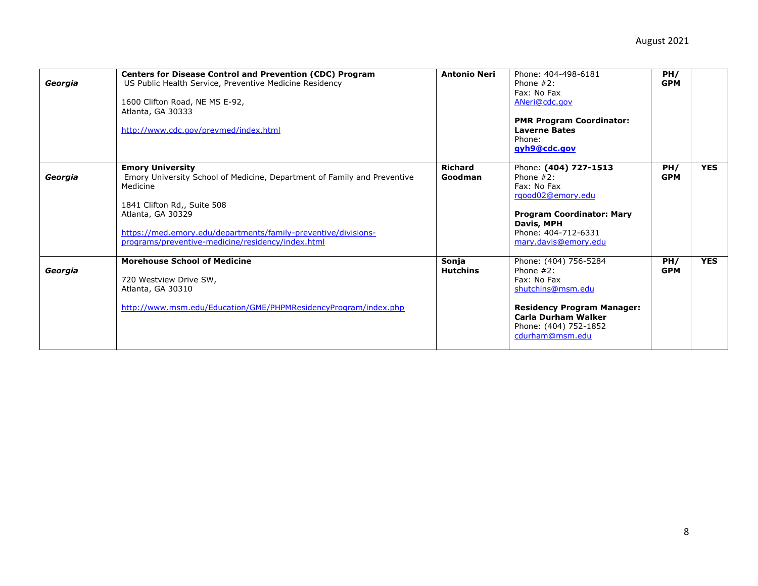| *Georgia* | **Centers for Disease Control and Prevention (CDC) Program**<br>US Public Health Service, Preventive Medicine Residency<br><br>1600 Clifton Road, NE MS E-92,<br>Atlanta, GA 30333<br><br>http://www.cdc.gov/prevmed/index.html | **Antonio Neri** | Phone: 404-498-6181<br>Phone #2:<br>Fax: No Fax<br>ANeri@cdc.gov<br><br>**PMR Program Coordinator: Laverne Bates**<br>Phone:<br>**gyh9@cdc.gov** | **PH/ GPM** | |
|---|---|---|---|---|---|
| *Georgia* | **Emory University**<br>Emory University School of Medicine, Department of Family and Preventive Medicine<br><br>1841 Clifton Rd,, Suite 508<br>Atlanta, GA 30329<br><br>https://med.emory.edu/departments/family-preventive/divisions-programs/preventive-medicine/residency/index.html | **Richard Goodman** | Phone: **(404) 727-1513**<br>Phone #2:<br>Fax: No Fax<br>rgood02@emory.edu<br><br>**Program Coordinator: Mary Davis, MPH**<br>Phone: 404-712-6331<br>mary.davis@emory.edu | **PH/ GPM** | **YES** |
| *Georgia* | **Morehouse School of Medicine**<br><br>720 Westview Drive SW,<br>Atlanta, GA 30310<br><br>http://www.msm.edu/Education/GME/PHPMResidencyProgram/index.php | **Sonja Hutchins** | Phone: (404) 756-5284<br>Phone #2:<br>Fax: No Fax<br>shutchins@msm.edu<br><br>**Residency Program Manager: Carla Durham Walker**<br>Phone: (404) 752-1852<br>cdurham@msm.edu | **PH/ GPM** | **YES** |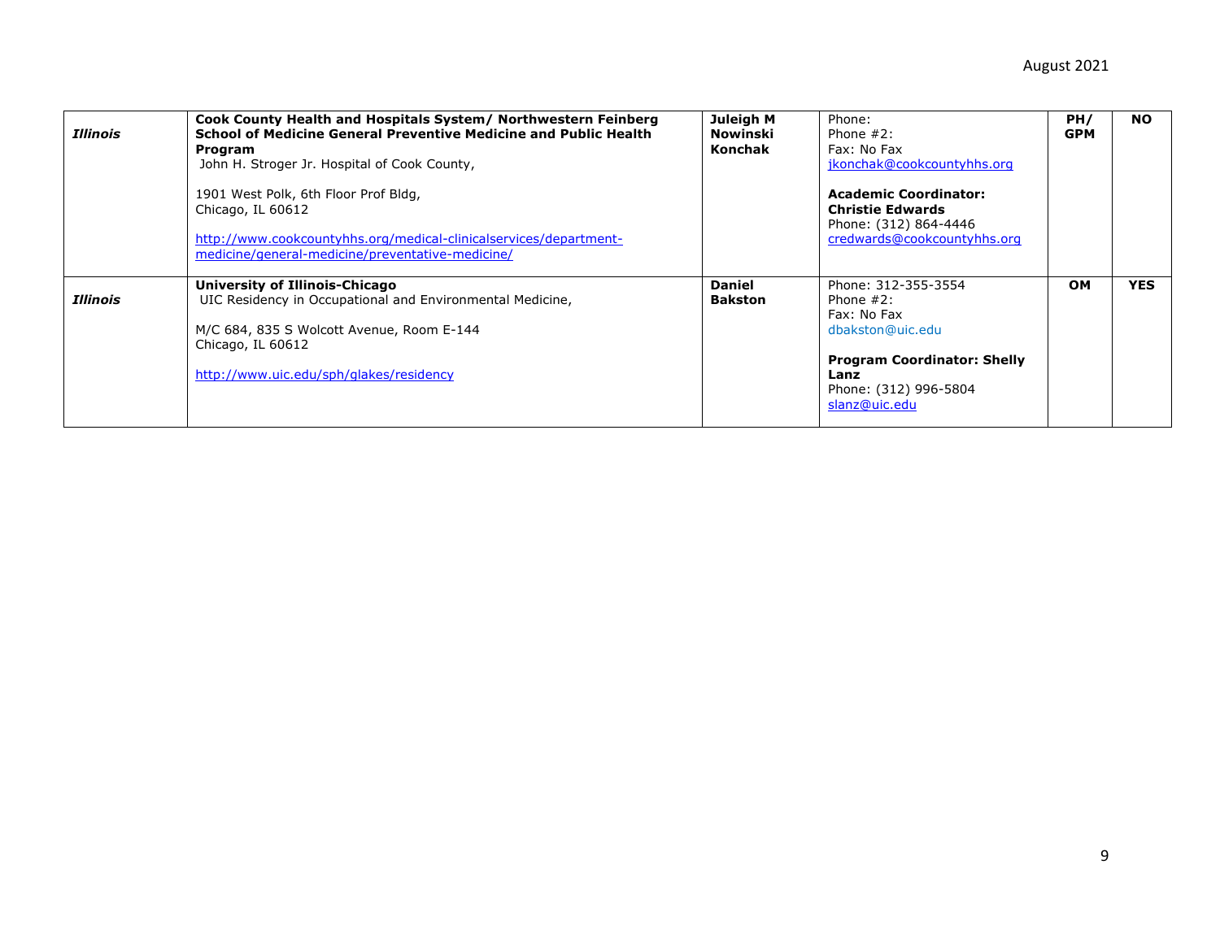| | | | | | |
|---|---|---|---|---|---|
| ***Illinois*** | **Cook County Health and Hospitals System/ Northwestern Feinberg School of Medicine General Preventive Medicine and Public Health Program**<br>John H. Stroger Jr. Hospital of Cook County,<br><br>1901 West Polk, 6th Floor Prof Bldg,<br>Chicago, IL 60612<br><br>http://www.cookcountyhhs.org/medical-clinicalservices/department-medicine/general-medicine/preventative-medicine/ | **Juleigh M Nowinski Konchak** | Phone:<br>Phone #2:<br>Fax: No Fax<br>jkonchak@cookcountyhhs.org<br><br>**Academic Coordinator: Christie Edwards**<br>Phone: (312) 864-4446<br>credwards@cookcountyhhs.org | **PH/ GPM** | **NO** |
| ***Illinois*** | **University of Illinois-Chicago**<br>UIC Residency in Occupational and Environmental Medicine,<br><br>M/C 684, 835 S Wolcott Avenue, Room E-144<br>Chicago, IL 60612<br><br>http://www.uic.edu/sph/glakes/residency | **Daniel Bakston** | Phone: 312-355-3554<br>Phone #2:<br>Fax: No Fax<br>dbakston@uic.edu<br><br>**Program Coordinator: Shelly Lanz**<br>Phone: (312) 996-5804<br>slanz@uic.edu | **OM** | **YES** |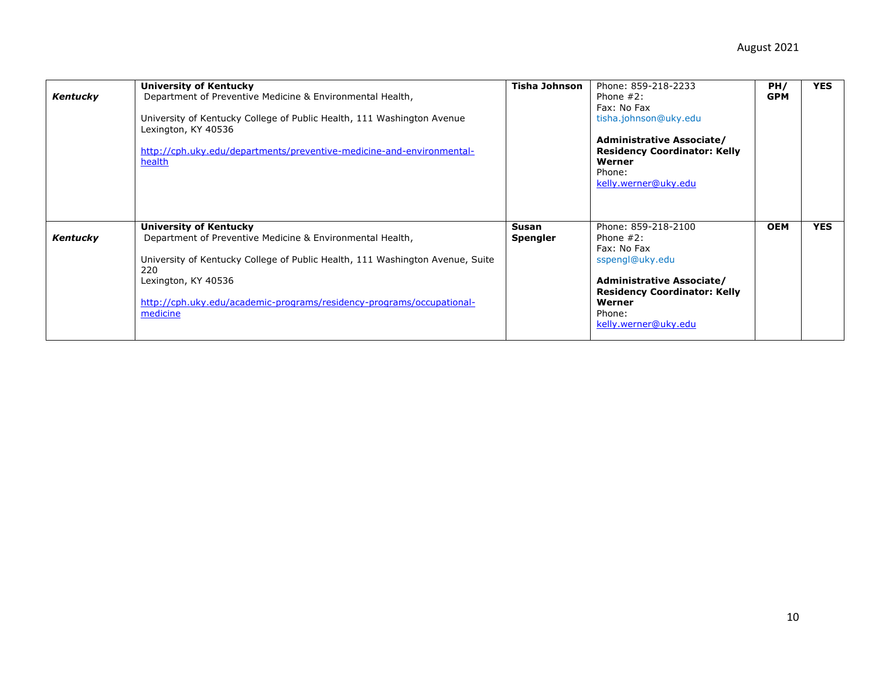| | | | | | |
|---|---|---|---|---|---|
| ***Kentucky*** | **University of Kentucky**<br>Department of Preventive Medicine & Environmental Health,<br><br>University of Kentucky College of Public Health, 111 Washington Avenue<br>Lexington, KY 40536<br><br>http://cph.uky.edu/departments/preventive-medicine-and-environmental-health | **Tisha Johnson** | Phone: 859-218-2233<br>Phone #2:<br>Fax: No Fax<br>tisha.johnson@uky.edu<br><br>**Administrative Associate/ Residency Coordinator: Kelly Werner**<br>Phone:<br>kelly.werner@uky.edu | **PH/ GPM** | **YES** |
| ***Kentucky*** | **University of Kentucky**<br>Department of Preventive Medicine & Environmental Health,<br><br>University of Kentucky College of Public Health, 111 Washington Avenue, Suite 220<br>Lexington, KY 40536<br><br>http://cph.uky.edu/academic-programs/residency-programs/occupational-medicine | **Susan Spengler** | Phone: 859-218-2100<br>Phone #2:<br>Fax: No Fax<br>sspengl@uky.edu<br><br>**Administrative Associate/ Residency Coordinator: Kelly Werner**<br>Phone:<br>kelly.werner@uky.edu | **OEM** | **YES** |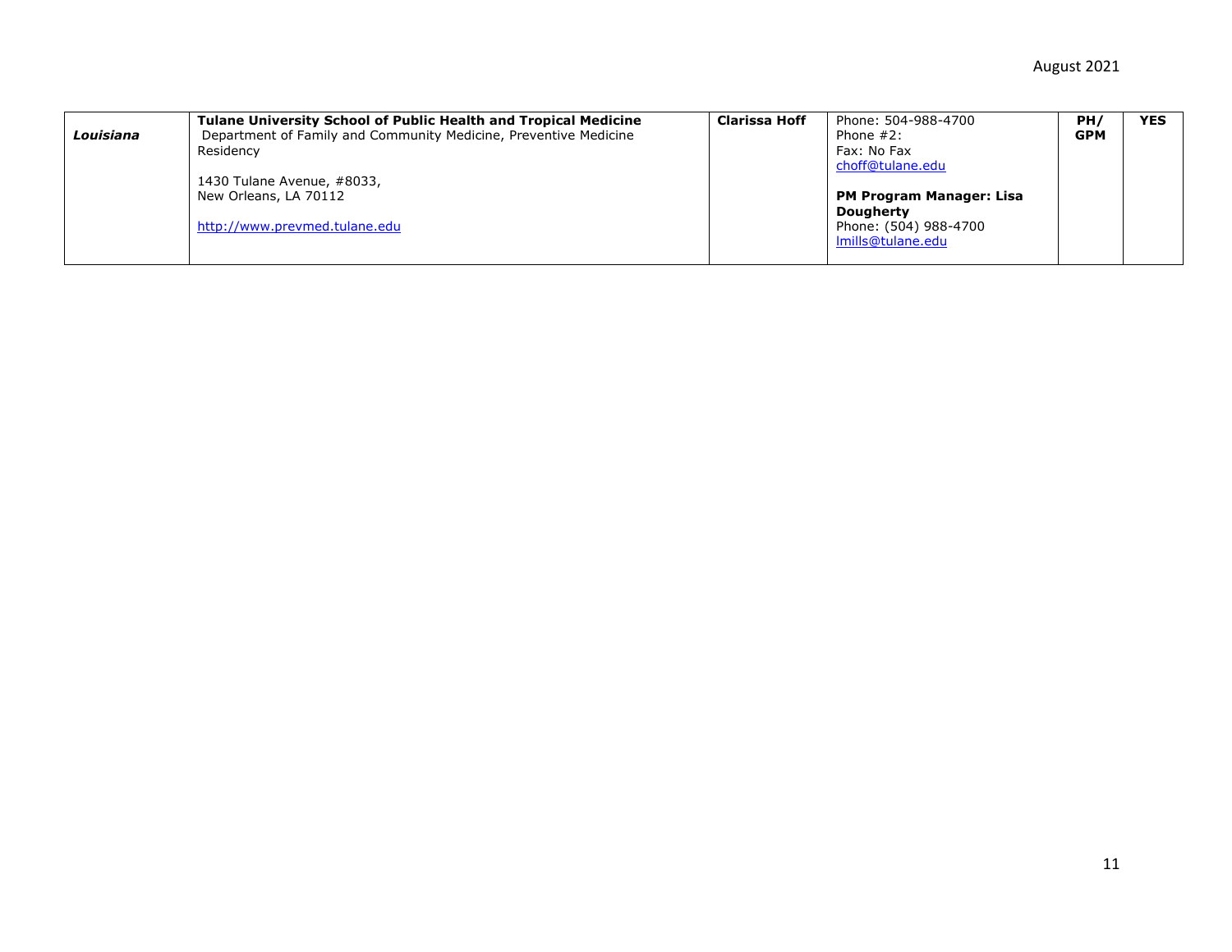| | | | | | |
|---|---|---|---|---|---|
| ***Louisiana*** | **Tulane University School of Public Health and Tropical Medicine**<br>Department of Family and Community Medicine, Preventive Medicine Residency<br><br>1430 Tulane Avenue, #8033,<br>New Orleans, LA 70112<br><br>http://www.prevmed.tulane.edu | **Clarissa Hoff** | Phone: 504-988-4700<br>Phone #2:<br>Fax: No Fax<br>choff@tulane.edu<br><br>**PM Program Manager: Lisa Dougherty**<br>Phone: (504) 988-4700<br>lmills@tulane.edu | **PH/ GPM** | **YES** |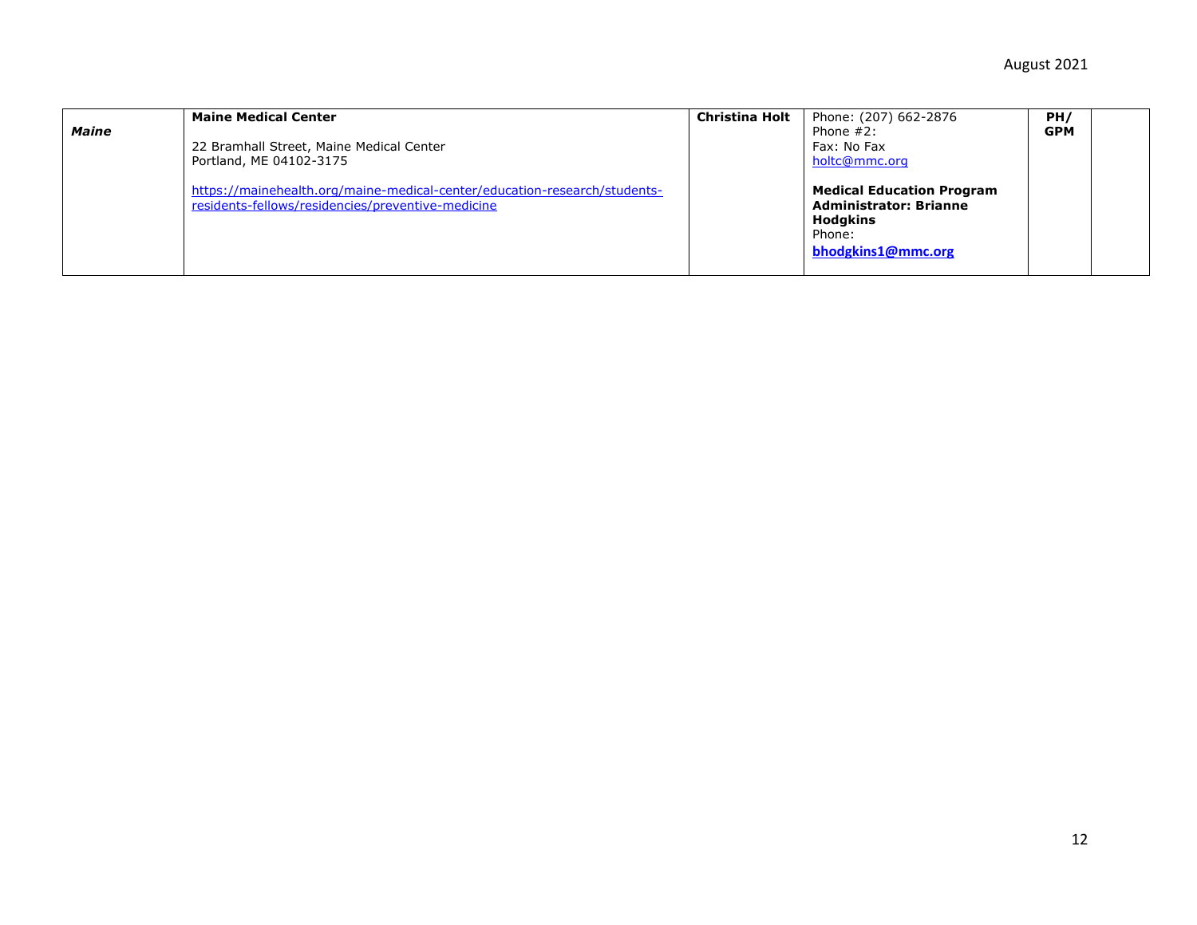| *Maine* | **Maine Medical Center**<br><br>22 Bramhall Street, Maine Medical Center<br>Portland, ME 04102-3175<br><br>https://mainehealth.org/maine-medical-center/education-research/students-residents-fellows/residencies/preventive-medicine | **Christina Holt** | Phone: (207) 662-2876<br>Phone #2:<br>Fax: No Fax<br>holtc@mmc.org<br><br>**Medical Education Program Administrator: Brianne Hodgkins**<br>Phone:<br>**bhodgkins1@mmc.org** | **PH/ GPM** | |
|---|---|---|---|---|---|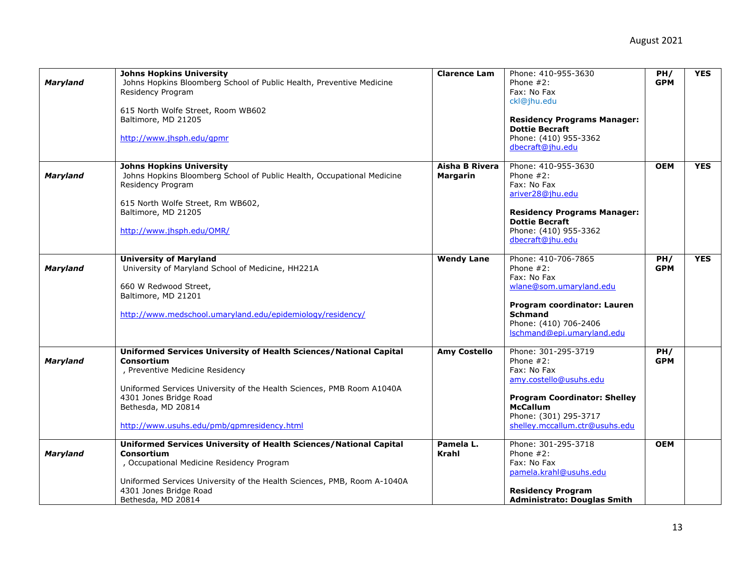| Maryland | **Johns Hopkins University**<br>Johns Hopkins Bloomberg School of Public Health, Preventive Medicine Residency Program<br><br>615 North Wolfe Street, Room WB602<br>Baltimore, MD 21205<br><br>http://www.jhsph.edu/gpmr | **Clarence Lam** | Phone: 410-955-3630<br>Phone #2:<br>Fax: No Fax<br>ckl@jhu.edu<br><br>**Residency Programs Manager: Dottie Becraft**<br>Phone: (410) 955-3362<br>dbecraft@jhu.edu | **PH/ GPM** | **YES** |
|---|---|---|---|---|---|
| ***Maryland*** | **Johns Hopkins University**<br>Johns Hopkins Bloomberg School of Public Health, Occupational Medicine Residency Program<br><br>615 North Wolfe Street, Rm WB602,<br>Baltimore, MD 21205<br><br>http://www.jhsph.edu/OMR/ | **Aisha B Rivera Margarin** | Phone: 410-955-3630<br>Phone #2:<br>Fax: No Fax<br>ariver28@jhu.edu<br><br>**Residency Programs Manager: Dottie Becraft**<br>Phone: (410) 955-3362<br>dbecraft@jhu.edu | **OEM** | **YES** |
| ***Maryland*** | **University of Maryland**<br>University of Maryland School of Medicine, HH221A<br><br>660 W Redwood Street,<br>Baltimore, MD 21201<br><br>http://www.medschool.umaryland.edu/epidemiology/residency/ | **Wendy Lane** | Phone: 410-706-7865<br>Phone #2:<br>Fax: No Fax<br>wlane@som.umaryland.edu<br><br>**Program coordinator: Lauren Schmand**<br>Phone: (410) 706-2406<br>lschmand@epi.umaryland.edu | **PH/ GPM** | **YES** |
| ***Maryland*** | **Uniformed Services University of Health Sciences/National Capital Consortium**<br>, Preventive Medicine Residency<br><br>Uniformed Services University of the Health Sciences, PMB Room A1040A<br>4301 Jones Bridge Road<br>Bethesda, MD 20814<br><br>http://www.usuhs.edu/pmb/gpmresidency.html | **Amy Costello** | Phone: 301-295-3719<br>Phone #2:<br>Fax: No Fax<br>amy.costello@usuhs.edu<br><br>**Program Coordinator: Shelley McCallum**<br>Phone: (301) 295-3717<br>shelley.mccallum.ctr@usuhs.edu | **PH/ GPM** | |
| ***Maryland*** | **Uniformed Services University of Health Sciences/National Capital Consortium**<br>, Occupational Medicine Residency Program<br><br>Uniformed Services University of the Health Sciences, PMB, Room A-1040A<br>4301 Jones Bridge Road<br>Bethesda, MD 20814 | **Pamela L. Krahl** | Phone: 301-295-3718<br>Phone #2:<br>Fax: No Fax<br>pamela.krahl@usuhs.edu<br><br>**Residency Program Administrato: Douglas Smith** | **OEM** | |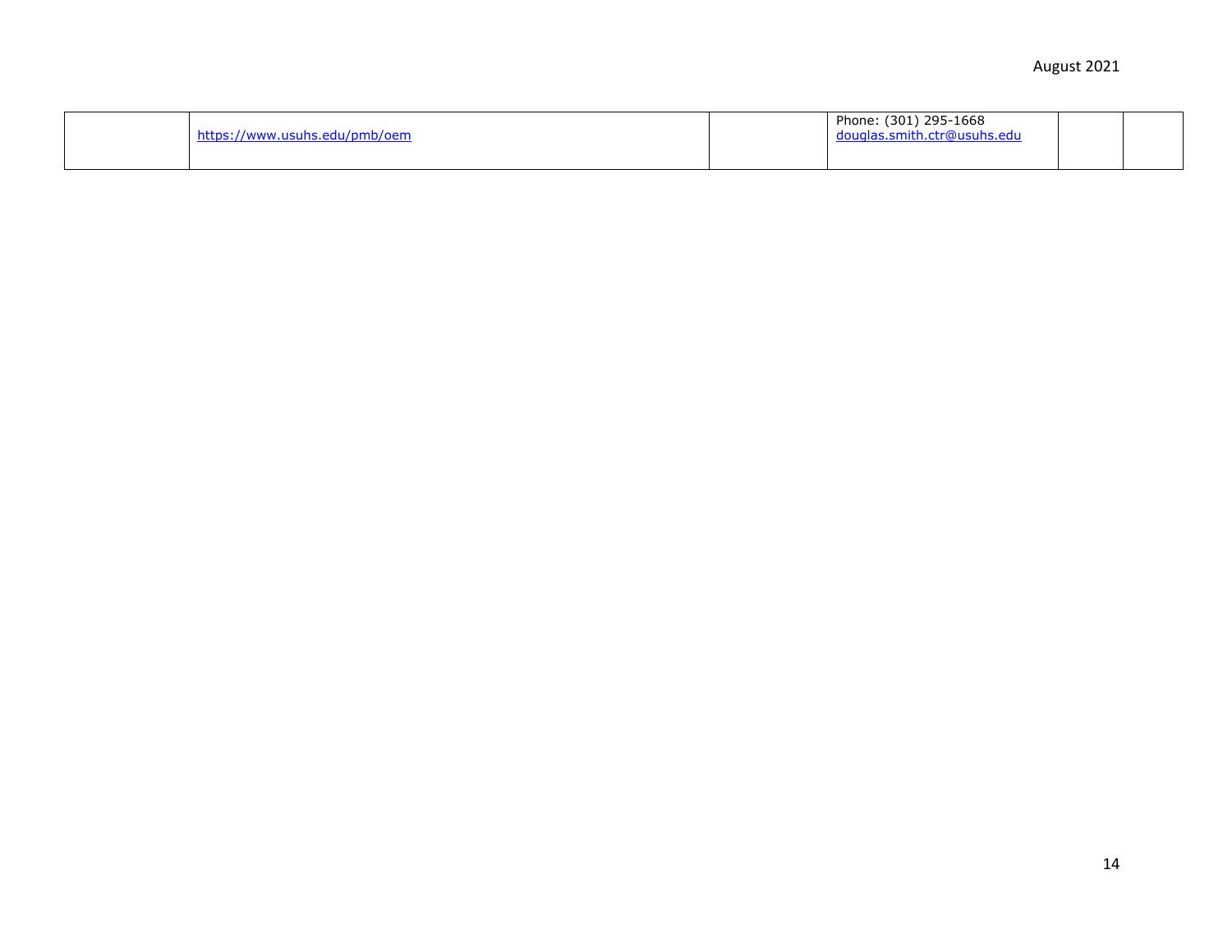|  |  |  |  |  |  |
|---|---|---|---|---|---|
|  | https://www.usuhs.edu/pmb/oem |  | Phone: (301) 295-1668<br>douglas.smith.ctr@usuhs.edu |  |  |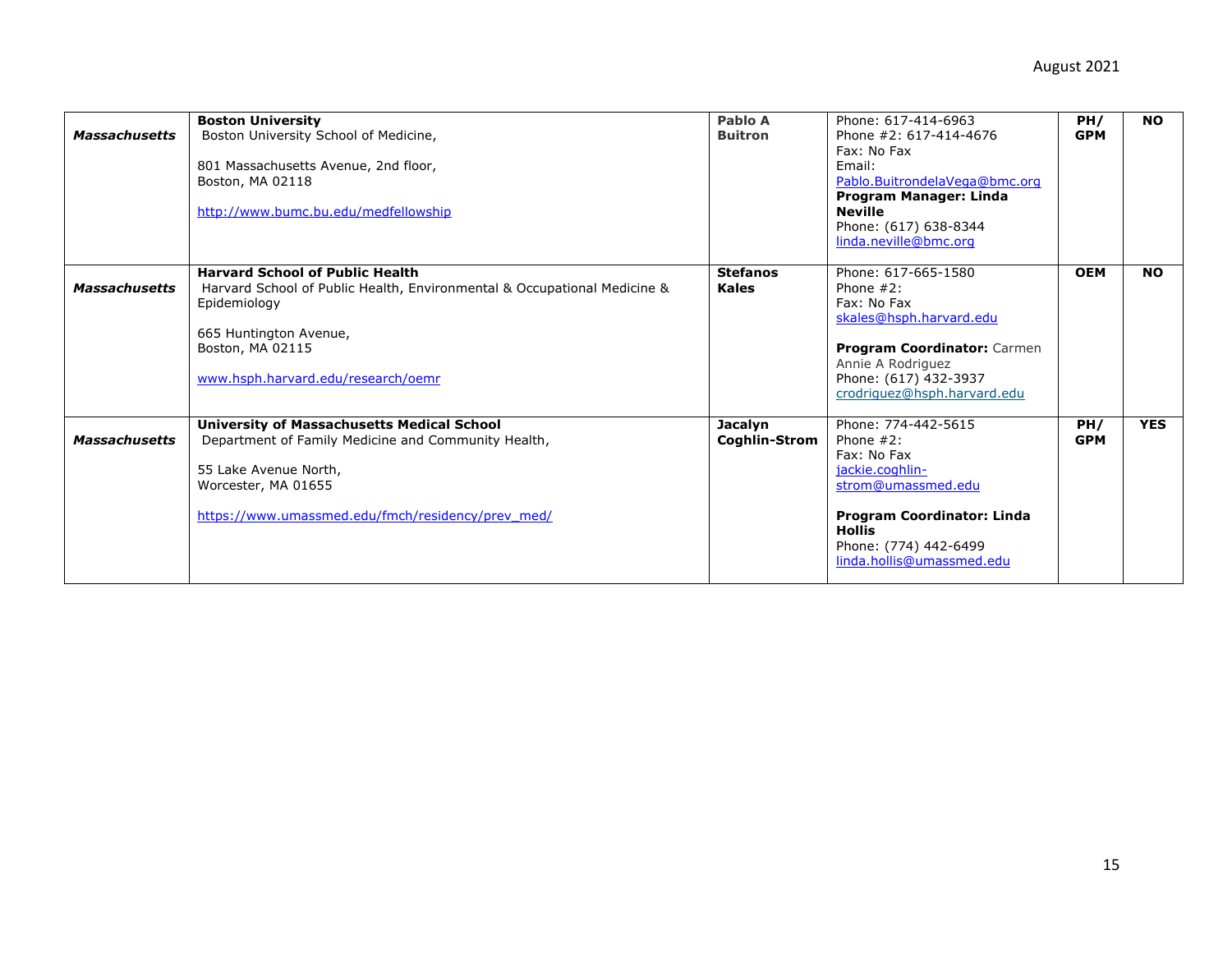| | | | | | |
|---|---|---|---|---|---|
| ***Massachusetts*** | **Boston University**<br>Boston University School of Medicine,<br><br>801 Massachusetts Avenue, 2nd floor,<br>Boston, MA 02118<br><br>http://www.bumc.bu.edu/medfellowship | **Pablo A Buitron** | Phone: 617-414-6963<br>Phone #2: 617-414-4676<br>Fax: No Fax<br>Email:<br>Pablo.BuitrondelaVega@bmc.org<br>**Program Manager: Linda Neville**<br>Phone: (617) 638-8344<br>linda.neville@bmc.org | **PH/ GPM** | **NO** |
| ***Massachusetts*** | **Harvard School of Public Health**<br>Harvard School of Public Health, Environmental & Occupational Medicine & Epidemiology<br><br>665 Huntington Avenue,<br>Boston, MA 02115<br><br>www.hsph.harvard.edu/research/oemr | **Stefanos Kales** | Phone: 617-665-1580<br>Phone #2:<br>Fax: No Fax<br>skales@hsph.harvard.edu<br><br>**Program Coordinator:** Carmen Annie A Rodriguez<br>Phone: (617) 432-3937<br>crodriguez@hsph.harvard.edu | **OEM** | **NO** |
| ***Massachusetts*** | **University of Massachusetts Medical School**<br>Department of Family Medicine and Community Health,<br><br>55 Lake Avenue North,<br>Worcester, MA 01655<br><br>https://www.umassmed.edu/fmch/residency/prev_med/ | **Jacalyn Coghlin-Strom** | Phone: 774-442-5615<br>Phone #2:<br>Fax: No Fax<br>jackie.coghlin-strom@umassmed.edu<br><br>**Program Coordinator: Linda Hollis**<br>Phone: (774) 442-6499<br>linda.hollis@umassmed.edu | **PH/ GPM** | **YES** |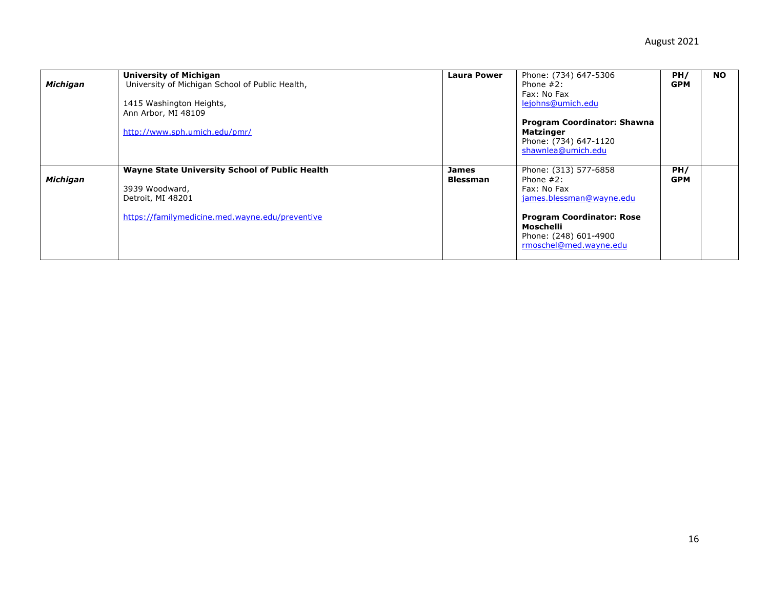| | | | | | |
|---|---|---|---|---|---|
| ***Michigan*** | **University of Michigan**<br>University of Michigan School of Public Health,<br><br>1415 Washington Heights,<br>Ann Arbor, MI 48109<br><br>http://www.sph.umich.edu/pmr/ | **Laura Power** | Phone: (734) 647-5306<br>Phone #2:<br>Fax: No Fax<br>lejohns@umich.edu<br><br>**Program Coordinator: Shawna Matzinger**<br>Phone: (734) 647-1120<br>shawnlea@umich.edu | **PH/ GPM** | **NO** |
| ***Michigan*** | **Wayne State University School of Public Health**<br><br>3939 Woodward,<br>Detroit, MI 48201<br><br>https://familymedicine.med.wayne.edu/preventive | **James Blessman** | Phone: (313) 577-6858<br>Phone #2:<br>Fax: No Fax<br>james.blessman@wayne.edu<br><br>**Program Coordinator: Rose Moschelli**<br>Phone: (248) 601-4900<br>rmoschel@med.wayne.edu | **PH/ GPM** | |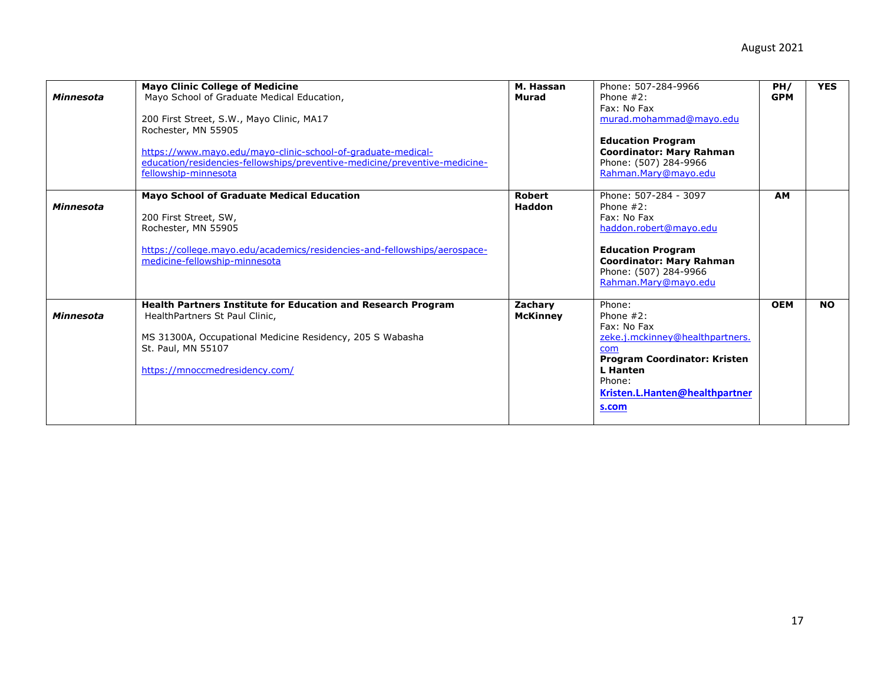| | | | | | |
|---|---|---|---|---|---|
| ***Minnesota*** | **Mayo Clinic College of Medicine**<br>Mayo School of Graduate Medical Education,<br><br>200 First Street, S.W., Mayo Clinic, MA17<br>Rochester, MN 55905<br><br>https://www.mayo.edu/mayo-clinic-school-of-graduate-medical-education/residencies-fellowships/preventive-medicine/preventive-medicine-fellowship-minnesota | **M. Hassan Murad** | Phone: 507-284-9966<br>Phone #2:<br>Fax: No Fax<br>murad.mohammad@mayo.edu<br><br>**Education Program Coordinator: Mary Rahman**<br>Phone: (507) 284-9966<br>Rahman.Mary@mayo.edu | **PH/ GPM** | **YES** |
| ***Minnesota*** | **Mayo School of Graduate Medical Education**<br><br>200 First Street, SW,<br>Rochester, MN 55905<br><br>https://college.mayo.edu/academics/residencies-and-fellowships/aerospace-medicine-fellowship-minnesota | **Robert Haddon** | Phone: 507-284 - 3097<br>Phone #2:<br>Fax: No Fax<br>haddon.robert@mayo.edu<br><br>**Education Program Coordinator: Mary Rahman**<br>Phone: (507) 284-9966<br>Rahman.Mary@mayo.edu | **AM** | |
| ***Minnesota*** | **Health Partners Institute for Education and Research Program**<br>HealthPartners St Paul Clinic,<br><br>MS 31300A, Occupational Medicine Residency, 205 S Wabasha<br>St. Paul, MN 55107<br><br>https://mnoccmedresidency.com/ | **Zachary McKinney** | Phone:<br>Phone #2:<br>Fax: No Fax<br>zeke.j.mckinney@healthpartners.com<br>**Program Coordinator: Kristen L Hanten**<br>Phone:<br>**Kristen.L.Hanten@healthpartners.com** | **OEM** | **NO** |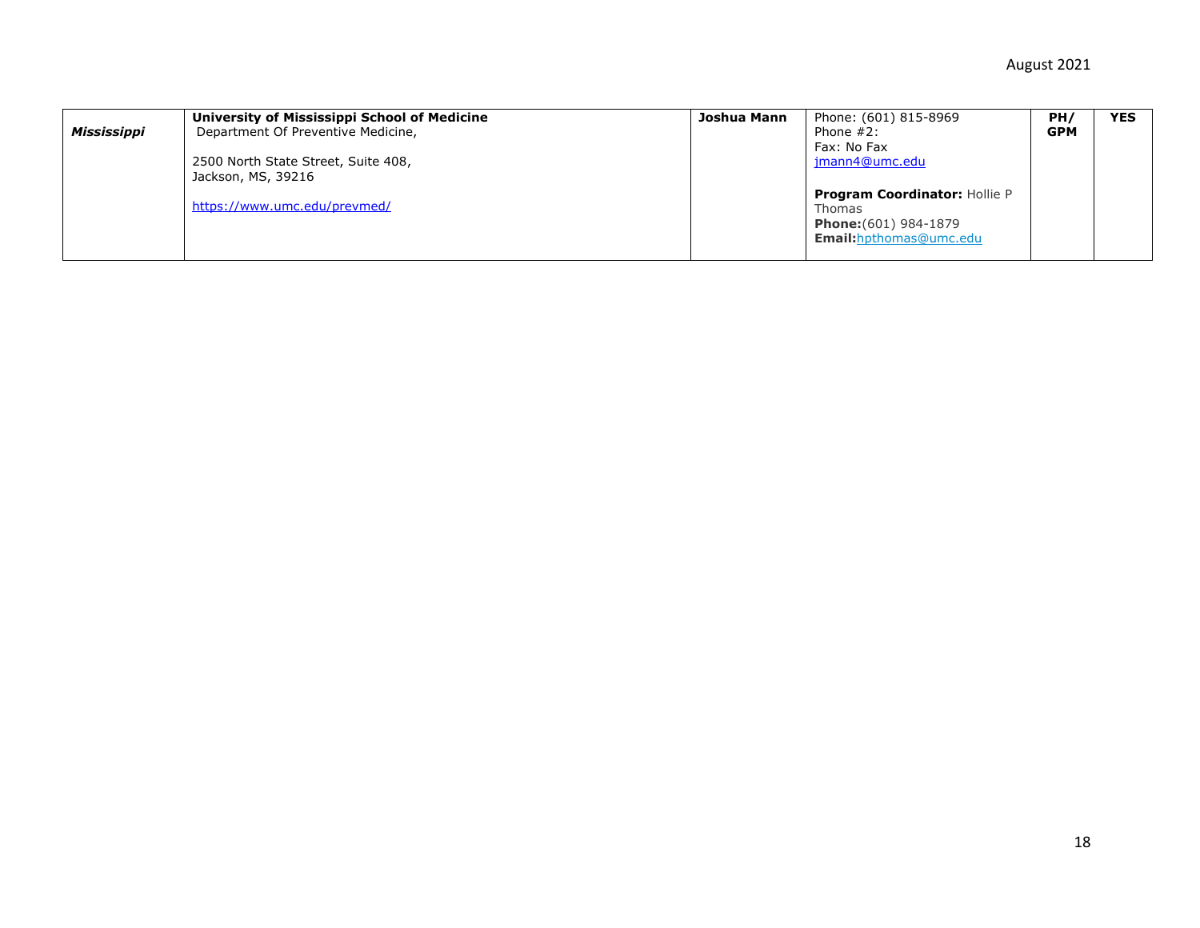| | | | | | |
|---|---|---|---|---|---|
| ***Mississippi*** | **University of Mississippi School of Medicine**<br>Department Of Preventive Medicine,<br><br>2500 North State Street, Suite 408,<br>Jackson, MS, 39216<br><br>https://www.umc.edu/prevmed/ | **Joshua Mann** | Phone: (601) 815-8969<br>Phone #2:<br>Fax: No Fax<br>jmann4@umc.edu<br><br>**Program Coordinator:** Hollie P Thomas<br>**Phone:**(601) 984-1879<br>**Email:**hpthomas@umc.edu | **PH/ GPM** | **YES** |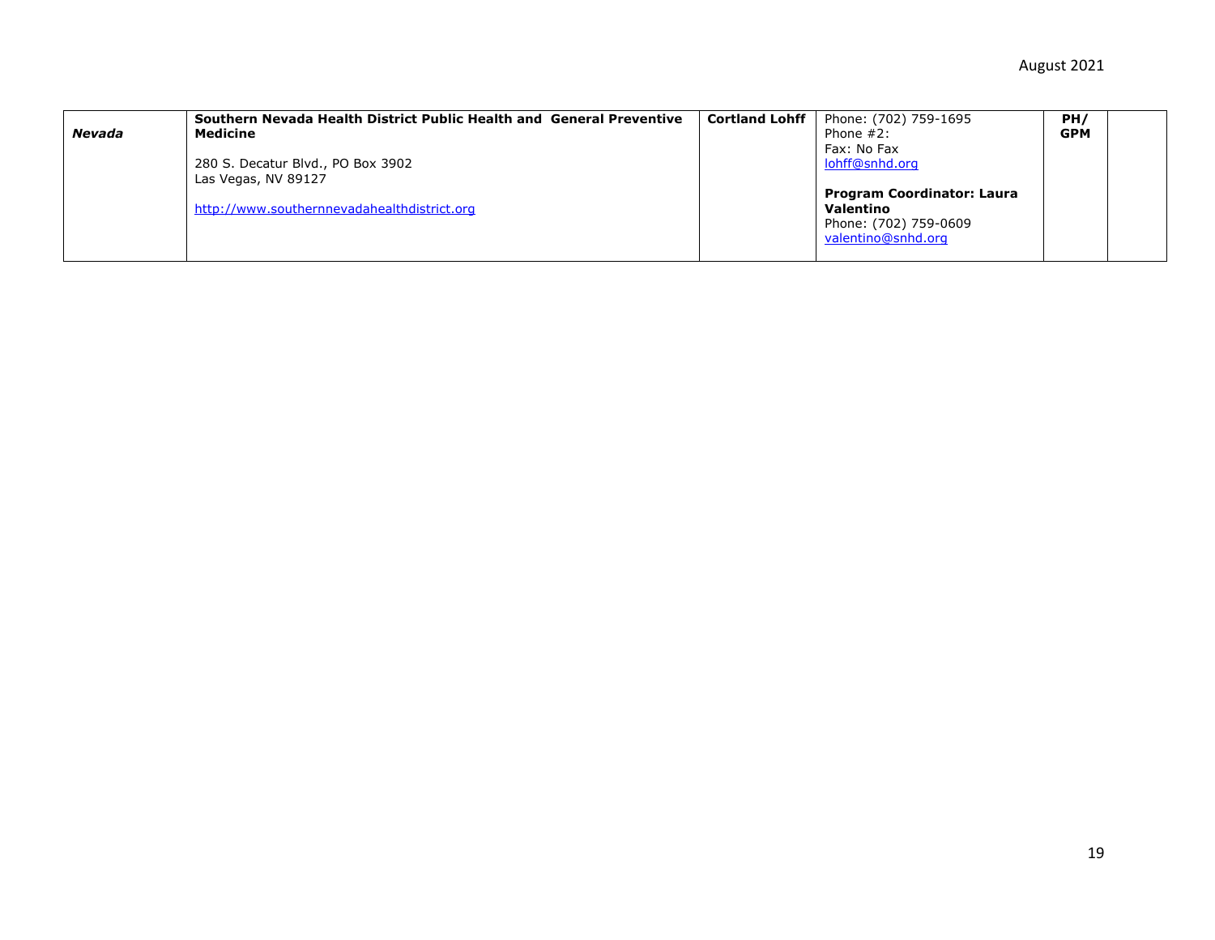| | | | | | |
|---|---|---|---|---|---|
| ***Nevada*** | **Southern Nevada Health District Public Health and General Preventive Medicine**<br><br>280 S. Decatur Blvd., PO Box 3902<br>Las Vegas, NV 89127<br><br>http://www.southernnevadahealthdistrict.org | **Cortland Lohff** | Phone: (702) 759-1695<br>Phone #2:<br>Fax: No Fax<br>lohff@snhd.org<br><br>**Program Coordinator: Laura Valentino**<br>Phone: (702) 759-0609<br>valentino@snhd.org | **PH/ GPM** | |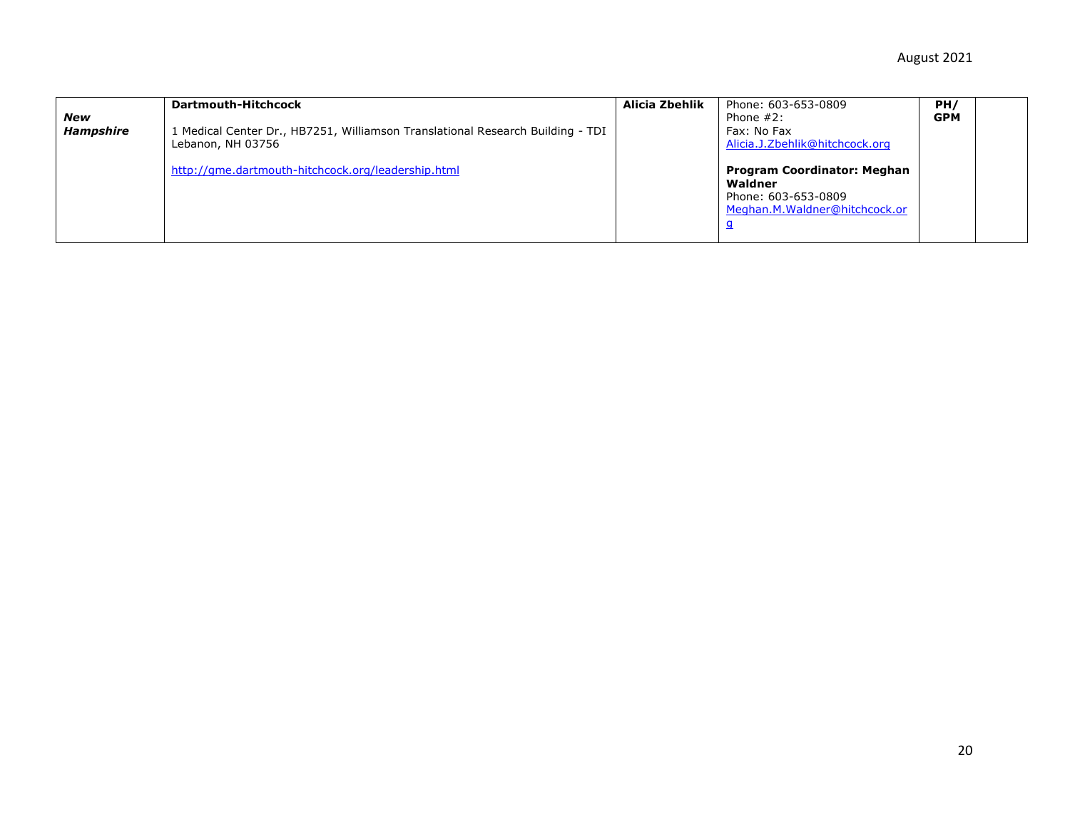| | | | | | |
|---|---|---|---|---|---|
| ***New Hampshire*** | **Dartmouth-Hitchcock**<br><br>1 Medical Center Dr., HB7251, Williamson Translational Research Building - TDI Lebanon, NH 03756<br><br>http://gme.dartmouth-hitchcock.org/leadership.html | **Alicia Zbehlik** | Phone: 603-653-0809<br>Phone #2:<br>Fax: No Fax<br>Alicia.J.Zbehlik@hitchcock.org<br><br>**Program Coordinator: Meghan Waldner**<br>Phone: 603-653-0809<br>Meghan.M.Waldner@hitchcock.org | **PH/ GPM** | |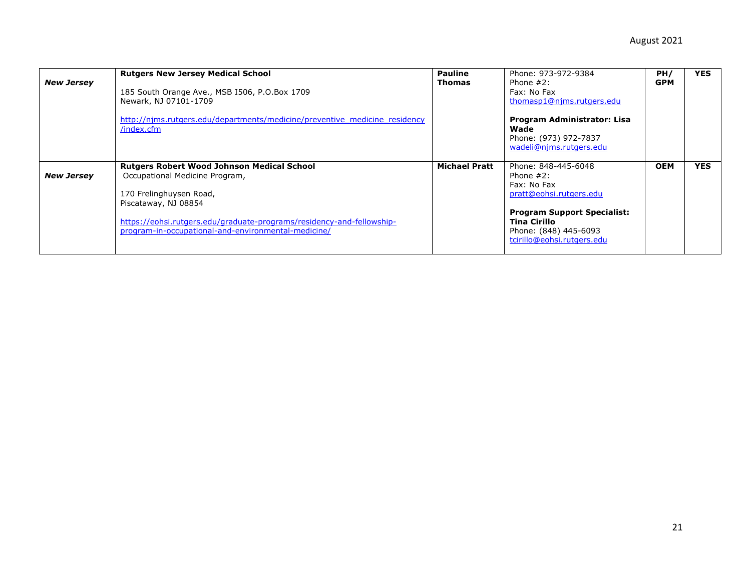| | | | | | |
|---|---|---|---|---|---|
| ***New Jersey*** | **Rutgers New Jersey Medical School**<br><br>185 South Orange Ave., MSB I506, P.O.Box 1709<br>Newark, NJ 07101-1709<br><br>http://njms.rutgers.edu/departments/medicine/preventive_medicine_residency/index.cfm | **Pauline Thomas** | Phone: 973-972-9384<br>Phone #2:<br>Fax: No Fax<br>thomasp1@njms.rutgers.edu<br><br>**Program Administrator: Lisa Wade**<br>Phone: (973) 972-7837<br>wadeli@njms.rutgers.edu | **PH/ GPM** | **YES** |
| ***New Jersey*** | **Rutgers Robert Wood Johnson Medical School**<br>Occupational Medicine Program,<br><br>170 Frelinghuysen Road,<br>Piscataway, NJ 08854<br><br>https://eohsi.rutgers.edu/graduate-programs/residency-and-fellowship-program-in-occupational-and-environmental-medicine/ | **Michael Pratt** | Phone: 848-445-6048<br>Phone #2:<br>Fax: No Fax<br>pratt@eohsi.rutgers.edu<br><br>**Program Support Specialist: Tina Cirillo**<br>Phone: (848) 445-6093<br>tcirillo@eohsi.rutgers.edu | **OEM** | **YES** |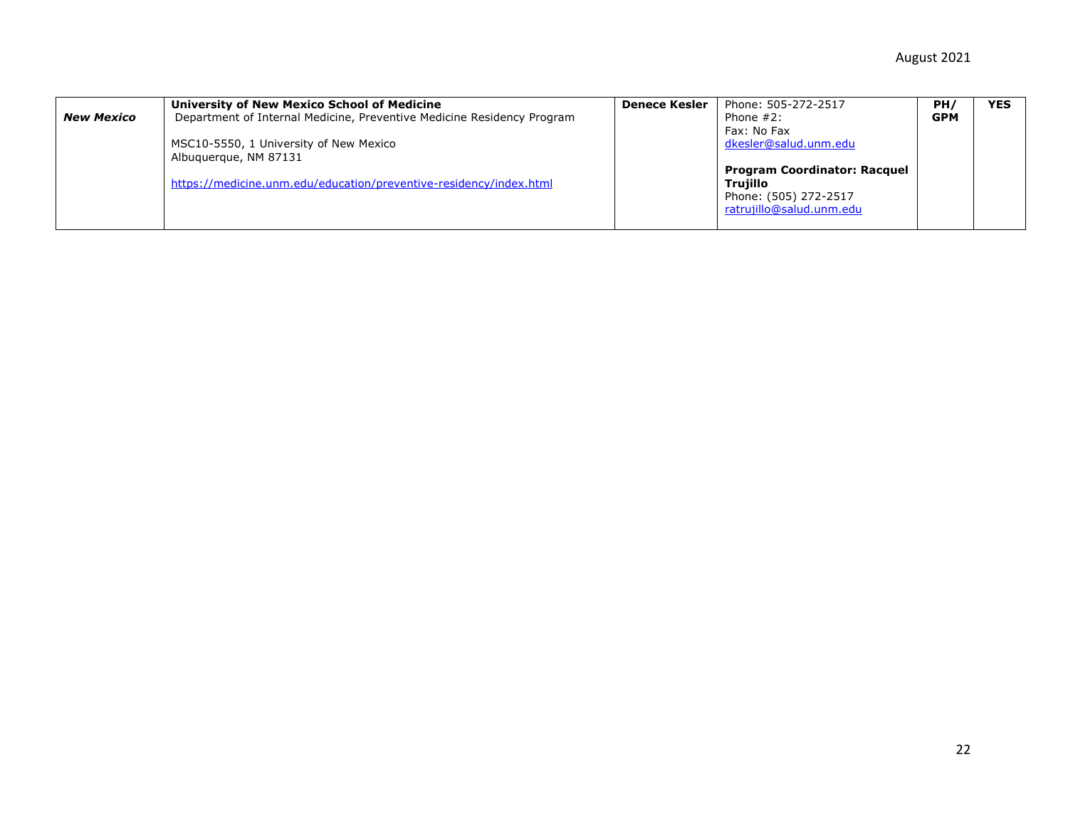| | | | | | |
|---|---|---|---|---|---|
| ***New Mexico*** | **University of New Mexico School of Medicine**<br>Department of Internal Medicine, Preventive Medicine Residency Program<br><br>MSC10-5550, 1 University of New Mexico<br>Albuquerque, NM 87131<br><br>https://medicine.unm.edu/education/preventive-residency/index.html | **Denece Kesler** | Phone: 505-272-2517<br>Phone #2:<br>Fax: No Fax<br>dkesler@salud.unm.edu<br><br>**Program Coordinator: Racquel Trujillo**<br>Phone: (505) 272-2517<br>ratrujillo@salud.unm.edu | **PH/ GPM** | **YES** |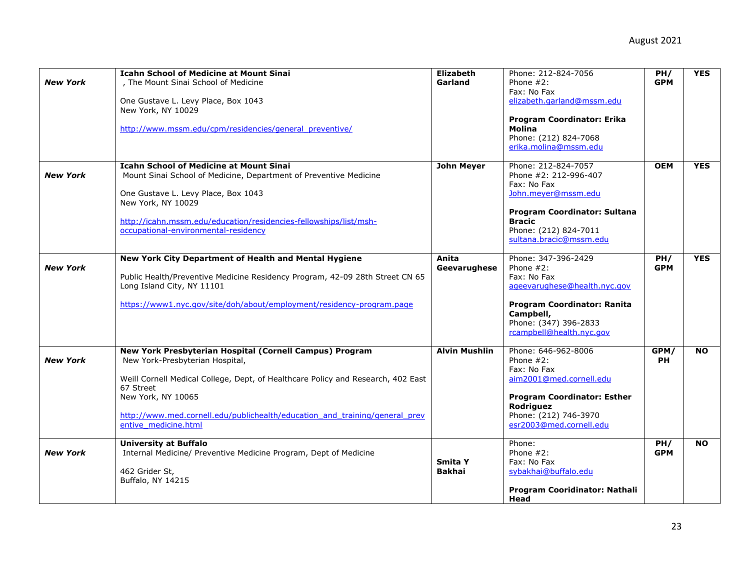| | | | | | |
|---|---|---|---|---|---|
| ***New York*** | **Icahn School of Medicine at Mount Sinai**<br>, The Mount Sinai School of Medicine<br><br>One Gustave L. Levy Place, Box 1043<br>New York, NY 10029<br><br>http://www.mssm.edu/cpm/residencies/general_preventive/ | **Elizabeth Garland** | Phone: 212-824-7056<br>Phone #2:<br>Fax: No Fax<br>elizabeth.garland@mssm.edu<br><br>**Program Coordinator: Erika Molina**<br>Phone: (212) 824-7068<br>erika.molina@mssm.edu | **PH/ GPM** | **YES** |
| ***New York*** | **Icahn School of Medicine at Mount Sinai**<br>Mount Sinai School of Medicine, Department of Preventive Medicine<br><br>One Gustave L. Levy Place, Box 1043<br>New York, NY 10029<br><br>http://icahn.mssm.edu/education/residencies-fellowships/list/msh-occupational-environmental-residency | **John Meyer** | Phone: 212-824-7057<br>Phone #2: 212-996-407<br>Fax: No Fax<br>John.meyer@mssm.edu<br><br>**Program Coordinator: Sultana Bracic**<br>Phone: (212) 824-7011<br>sultana.bracic@mssm.edu | **OEM** | **YES** |
| ***New York*** | **New York City Department of Health and Mental Hygiene**<br><br>Public Health/Preventive Medicine Residency Program, 42-09 28th Street CN 65<br>Long Island City, NY 11101<br><br>https://www1.nyc.gov/site/doh/about/employment/residency-program.page | **Anita Geevarughese** | Phone: 347-396-2429<br>Phone #2:<br>Fax: No Fax<br>ageevarughese@health.nyc.gov<br><br>**Program Coordinator: Ranita Campbell,**<br>Phone: (347) 396-2833<br>rcampbell@health.nyc.gov | **PH/ GPM** | **YES** |
| ***New York*** | **New York Presbyterian Hospital (Cornell Campus) Program**<br>New York-Presbyterian Hospital,<br><br>Weill Cornell Medical College, Dept, of Healthcare Policy and Research, 402 East 67 Street<br>New York, NY 10065<br><br>http://www.med.cornell.edu/publichealth/education_and_training/general_preventive_medicine.html | **Alvin Mushlin** | Phone: 646-962-8006<br>Phone #2:<br>Fax: No Fax<br>aim2001@med.cornell.edu<br><br>**Program Coordinator: Esther Rodriguez**<br>Phone: (212) 746-3970<br>esr2003@med.cornell.edu | **GPM/ PH** | **NO** |
| ***New York*** | **University at Buffalo**<br>Internal Medicine/ Preventive Medicine Program, Dept of Medicine<br><br>462 Grider St,<br>Buffalo, NY 14215 | **Smita Y Bakhai** | Phone:<br>Phone #2:<br>Fax: No Fax<br>sybakhai@buffalo.edu<br><br>**Program Cooridinator: Nathali Head** | **PH/ GPM** | **NO** |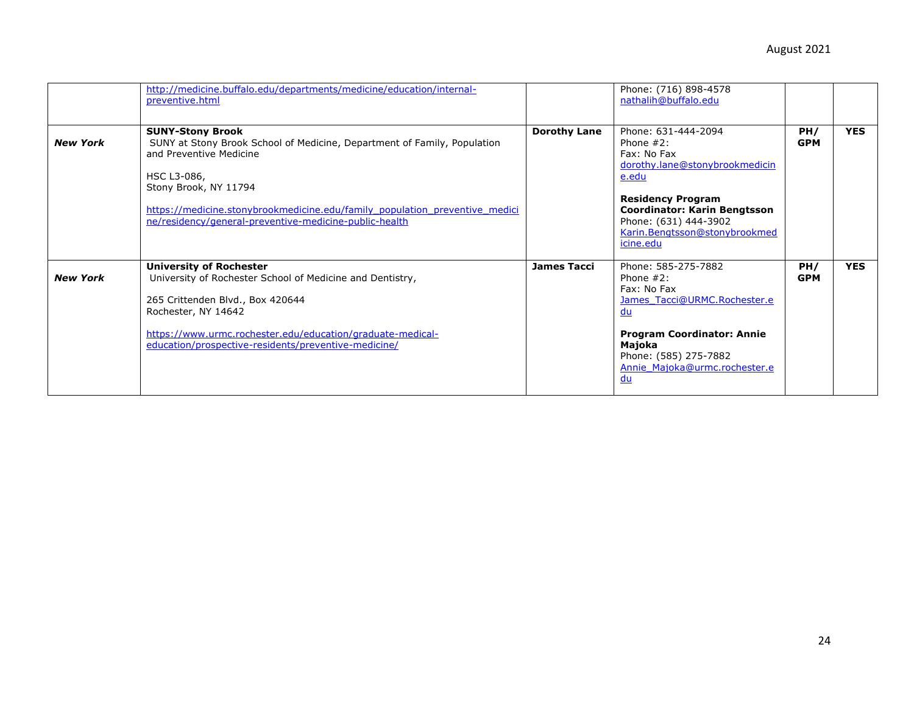| | | | | | |
|---|---|---|---|---|---|
| | http://medicine.buffalo.edu/departments/medicine/education/internal-preventive.html | | Phone: (716) 898-4578<br>nathalih@buffalo.edu | | |
| ***New York*** | **SUNY-Stony Brook**<br>SUNY at Stony Brook School of Medicine, Department of Family, Population and Preventive Medicine<br><br>HSC L3-086,<br>Stony Brook, NY 11794<br><br>https://medicine.stonybrookmedicine.edu/family_population_preventive_medicine/residency/general-preventive-medicine-public-health | **Dorothy Lane** | Phone: 631-444-2094<br>Phone #2:<br>Fax: No Fax<br>dorothy.lane@stonybrookmedicine.edu<br><br>**Residency Program Coordinator: Karin Bengtsson**<br>Phone: (631) 444-3902<br>Karin.Bengtsson@stonybrookmedicine.edu | **PH/ GPM** | **YES** |
| ***New York*** | **University of Rochester**<br>University of Rochester School of Medicine and Dentistry,<br><br>265 Crittenden Blvd., Box 420644<br>Rochester, NY 14642<br><br>https://www.urmc.rochester.edu/education/graduate-medical-education/prospective-residents/preventive-medicine/ | **James Tacci** | Phone: 585-275-7882<br>Phone #2:<br>Fax: No Fax<br>James_Tacci@URMC.Rochester.edu<br><br>**Program Coordinator: Annie Majoka**<br>Phone: (585) 275-7882<br>Annie_Majoka@urmc.rochester.edu | **PH/ GPM** | **YES** |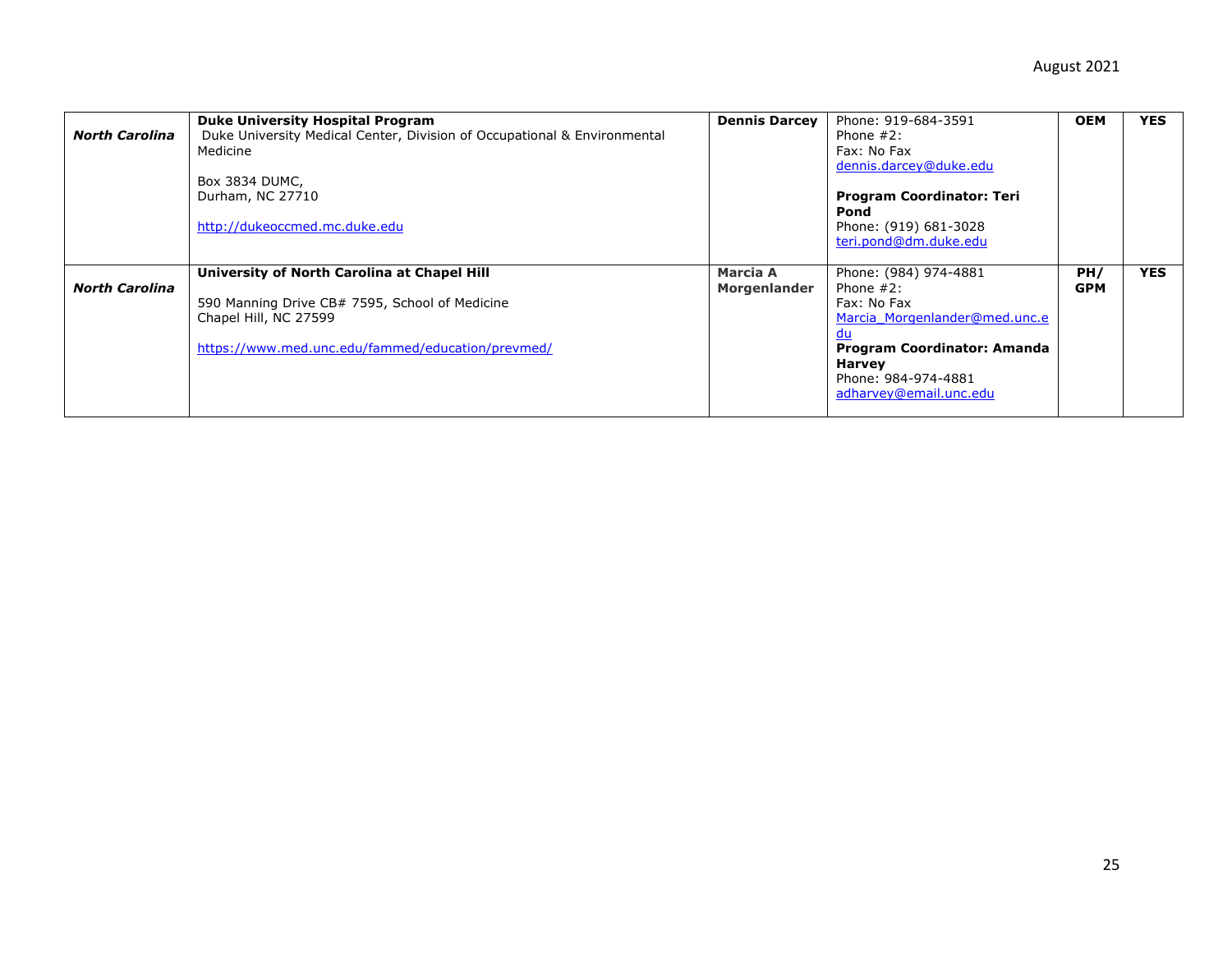| | | | | | |
|---|---|---|---|---|---|
| ***North Carolina*** | **Duke University Hospital Program**<br>Duke University Medical Center, Division of Occupational & Environmental Medicine<br><br>Box 3834 DUMC,<br>Durham, NC 27710<br><br>http://dukeoccmed.mc.duke.edu | **Dennis Darcey** | Phone: 919-684-3591<br>Phone #2:<br>Fax: No Fax<br>dennis.darcey@duke.edu<br><br>**Program Coordinator: Teri Pond**<br>Phone: (919) 681-3028<br>teri.pond@dm.duke.edu | **OEM** | **YES** |
| ***North Carolina*** | **University of North Carolina at Chapel Hill**<br><br>590 Manning Drive CB# 7595, School of Medicine<br>Chapel Hill, NC 27599<br><br>https://www.med.unc.edu/fammed/education/prevmed/ | **Marcia A Morgenlander** | Phone: (984) 974-4881<br>Phone #2:<br>Fax: No Fax<br>Marcia_Morgenlander@med.unc.edu<br>**Program Coordinator: Amanda Harvey**<br>Phone: 984-974-4881<br>adharvey@email.unc.edu | **PH/ GPM** | **YES** |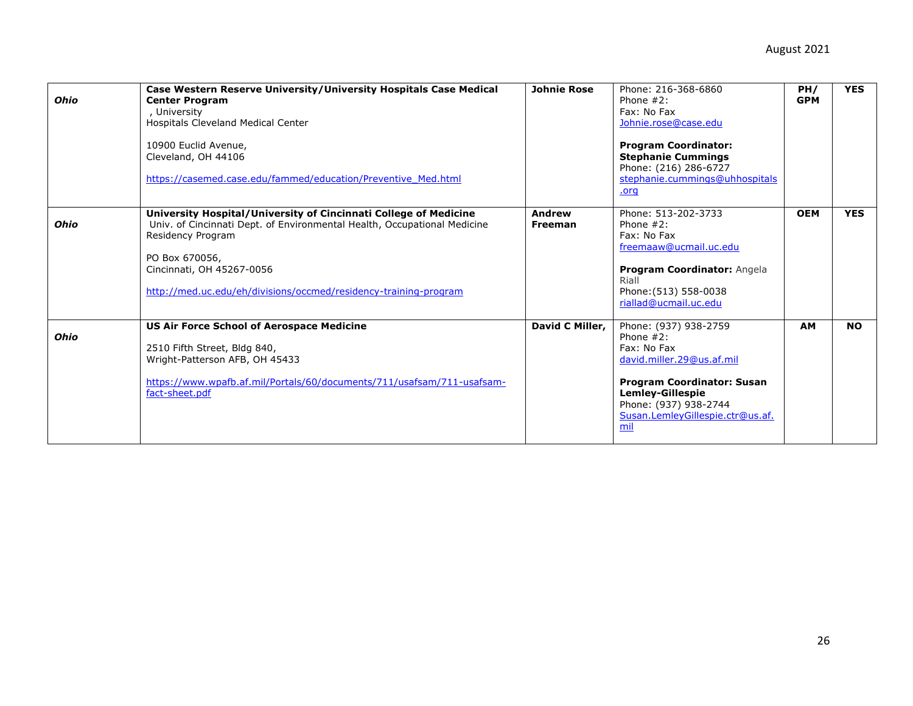| | | | | | |
|---|---|---|---|---|---|
| ***Ohio*** | **Case Western Reserve University/University Hospitals Case Medical Center Program**<br>, University<br>Hospitals Cleveland Medical Center<br><br>10900 Euclid Avenue,<br>Cleveland, OH 44106<br><br>https://casemed.case.edu/fammed/education/Preventive_Med.html | **Johnie Rose** | Phone: 216-368-6860<br>Phone #2:<br>Fax: No Fax<br>Johnie.rose@case.edu<br><br>**Program Coordinator: Stephanie Cummings**<br>Phone: (216) 286-6727<br>stephanie.cummings@uhhospitals.org | **PH/ GPM** | **YES** |
| ***Ohio*** | **University Hospital/University of Cincinnati College of Medicine**<br>Univ. of Cincinnati Dept. of Environmental Health, Occupational Medicine Residency Program<br><br>PO Box 670056,<br>Cincinnati, OH 45267-0056<br><br>http://med.uc.edu/eh/divisions/occmed/residency-training-program | **Andrew Freeman** | Phone: 513-202-3733<br>Phone #2:<br>Fax: No Fax<br>freemaaw@ucmail.uc.edu<br><br>**Program Coordinator:** Angela Riall<br>Phone:(513) 558-0038<br>riallad@ucmail.uc.edu | **OEM** | **YES** |
| ***Ohio*** | **US Air Force School of Aerospace Medicine**<br><br>2510 Fifth Street, Bldg 840,<br>Wright-Patterson AFB, OH 45433<br><br>https://www.wpafb.af.mil/Portals/60/documents/711/usafsam/711-usafsam-fact-sheet.pdf | **David C Miller,** | Phone: (937) 938-2759<br>Phone #2:<br>Fax: No Fax<br>david.miller.29@us.af.mil<br><br>**Program Coordinator: Susan Lemley-Gillespie**<br>Phone: (937) 938-2744<br>Susan.LemleyGillespie.ctr@us.af.mil | **AM** | **NO** |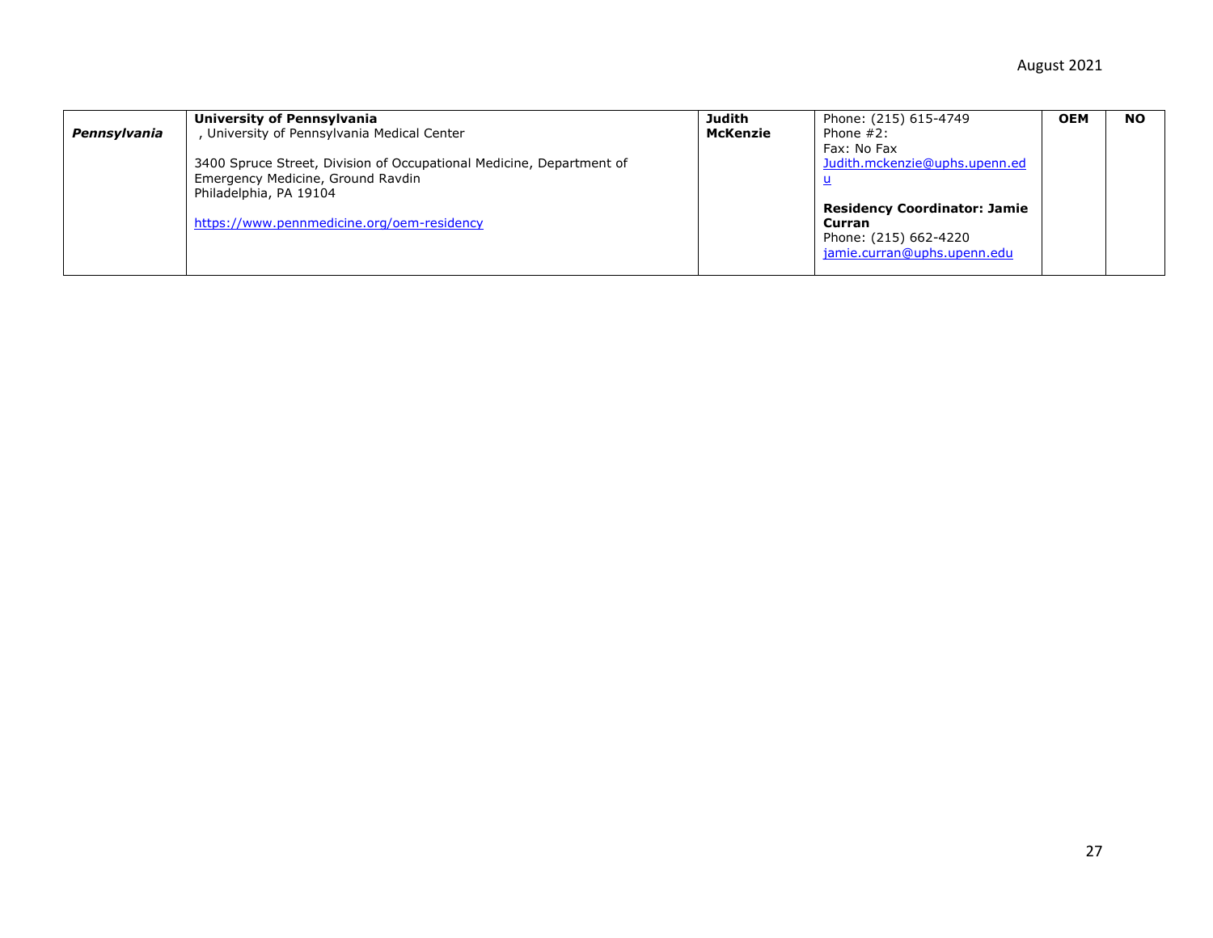| *Pennsylvania* | **University of Pennsylvania**<br>, University of Pennsylvania Medical Center<br><br>3400 Spruce Street, Division of Occupational Medicine, Department of Emergency Medicine, Ground Ravdin<br>Philadelphia, PA 19104<br><br>https://www.pennmedicine.org/oem-residency | **Judith McKenzie** | Phone: (215) 615-4749<br>Phone #2:<br>Fax: No Fax<br>Judith.mckenzie@uphs.upenn.edu<br><br>**Residency Coordinator: Jamie Curran**<br>Phone: (215) 662-4220<br>jamie.curran@uphs.upenn.edu | **OEM** | **NO** |
|---|---|---|---|---|---|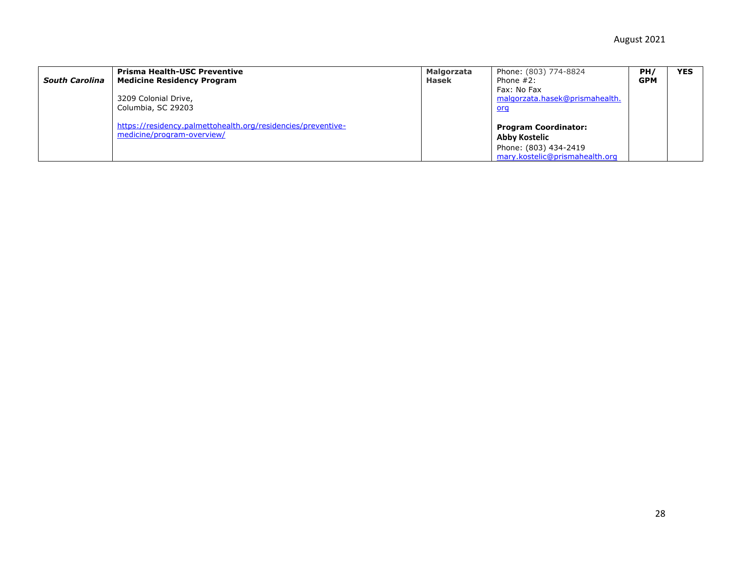| | | | | | |
|---|---|---|---|---|---|
| ***South Carolina*** | **Prisma Health-USC Preventive Medicine Residency Program**<br><br>3209 Colonial Drive,<br>Columbia, SC 29203<br><br>https://residency.palmettohealth.org/residencies/preventive-medicine/program-overview/ | **Malgorzata Hasek** | Phone: (803) 774-8824<br>Phone #2:<br>Fax: No Fax<br>malgorzata.hasek@prismahealth.org<br><br>**Program Coordinator:**<br>**Abby Kostelic**<br>Phone: (803) 434-2419<br>mary.kostelic@prismahealth.org | **PH/ GPM** | **YES** |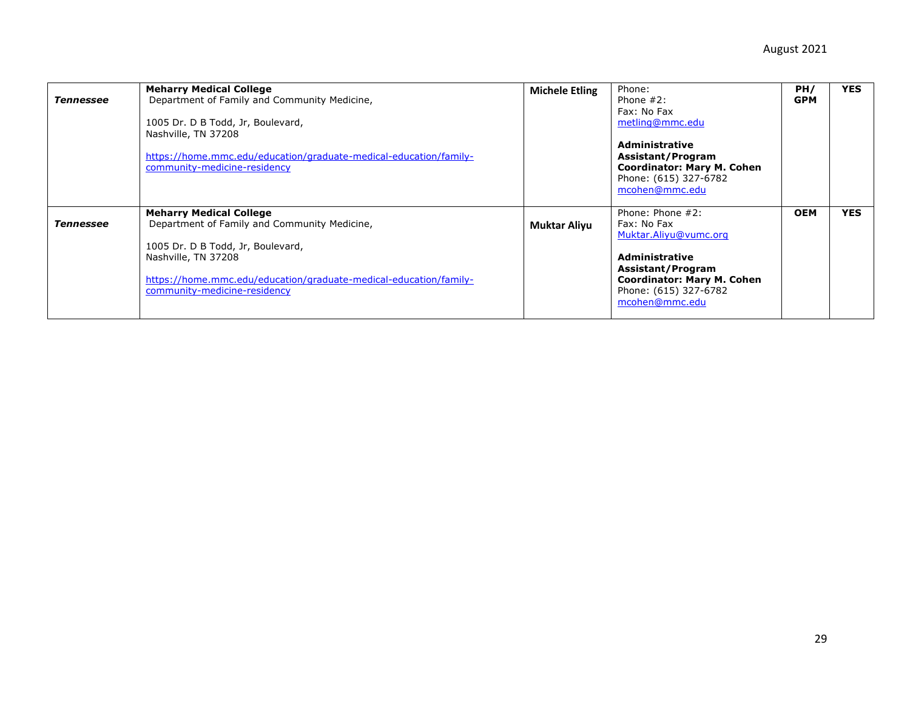| | | | | | |
|---|---|---|---|---|---|
| ***Tennessee*** | **Meharry Medical College**<br>Department of Family and Community Medicine,<br><br>1005 Dr. D B Todd, Jr, Boulevard,<br>Nashville, TN 37208<br><br>https://home.mmc.edu/education/graduate-medical-education/family-community-medicine-residency | **Michele Etling** | Phone:<br>Phone #2:<br>Fax: No Fax<br>metling@mmc.edu<br><br>**Administrative Assistant/Program Coordinator: Mary M. Cohen**<br>Phone: (615) 327-6782<br>mcohen@mmc.edu | **PH/ GPM** | **YES** |
| ***Tennessee*** | **Meharry Medical College**<br>Department of Family and Community Medicine,<br><br>1005 Dr. D B Todd, Jr, Boulevard,<br>Nashville, TN 37208<br><br>https://home.mmc.edu/education/graduate-medical-education/family-community-medicine-residency | **Muktar Aliyu** | Phone: Phone #2:<br>Fax: No Fax<br>Muktar.Aliyu@vumc.org<br><br>**Administrative Assistant/Program Coordinator: Mary M. Cohen**<br>Phone: (615) 327-6782<br>mcohen@mmc.edu | **OEM** | **YES** |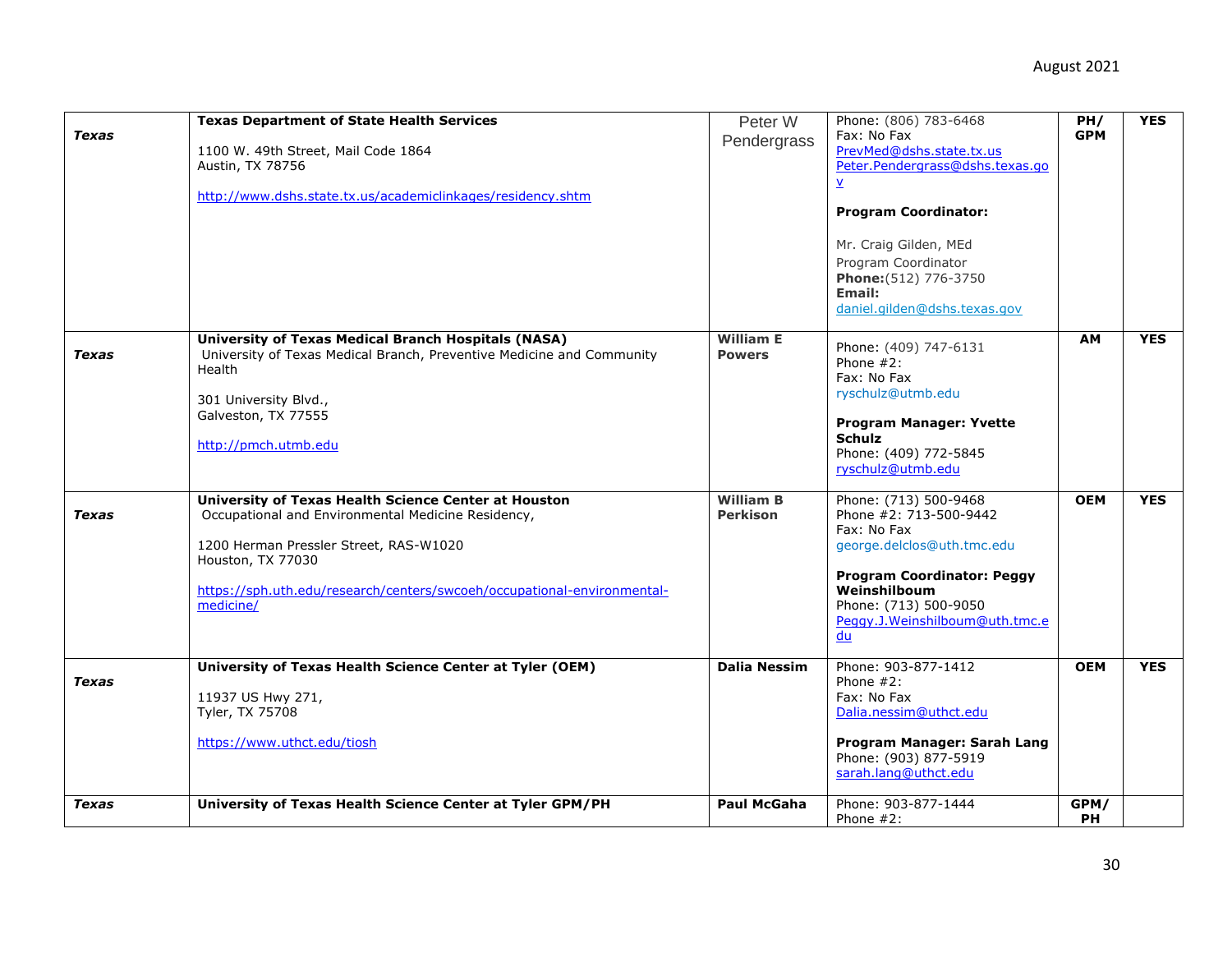| | | | | | |
|---|---|---|---|---|---|
| ***Texas*** | **Texas Department of State Health Services**<br><br>1100 W. 49th Street, Mail Code 1864<br>Austin, TX 78756<br><br>http://www.dshs.state.tx.us/academiclinkages/residency.shtm | Peter W Pendergrass | Phone: (806) 783-6468<br>Fax: No Fax<br>PrevMed@dshs.state.tx.us<br>Peter.Pendergrass@dshs.texas.gov<br><br>**Program Coordinator:**<br><br>Mr. Craig Gilden, MEd<br>Program Coordinator<br>**Phone:**(512) 776-3750<br>**Email:**<br>daniel.gilden@dshs.texas.gov | **PH/ GPM** | **YES** |
| ***Texas*** | **University of Texas Medical Branch Hospitals (NASA)**<br>University of Texas Medical Branch, Preventive Medicine and Community Health<br><br>301 University Blvd.,<br>Galveston, TX 77555<br><br>http://pmch.utmb.edu | **William E Powers** | Phone: (409) 747-6131<br>Phone #2:<br>Fax: No Fax<br>ryschulz@utmb.edu<br><br>**Program Manager: Yvette Schulz**<br>Phone: (409) 772-5845<br>ryschulz@utmb.edu | **AM** | **YES** |
| ***Texas*** | **University of Texas Health Science Center at Houston**<br>Occupational and Environmental Medicine Residency,<br><br>1200 Herman Pressler Street, RAS-W1020<br>Houston, TX 77030<br><br>https://sph.uth.edu/research/centers/swcoeh/occupational-environmental-medicine/ | **William B Perkison** | Phone: (713) 500-9468<br>Phone #2: 713-500-9442<br>Fax: No Fax<br>george.delclos@uth.tmc.edu<br><br>**Program Coordinator: Peggy Weinshilboum**<br>Phone: (713) 500-9050<br>Peggy.J.Weinshilboum@uth.tmc.edu | **OEM** | **YES** |
| ***Texas*** | **University of Texas Health Science Center at Tyler (OEM)**<br><br>11937 US Hwy 271,<br>Tyler, TX 75708<br><br>https://www.uthct.edu/tiosh | **Dalia Nessim** | Phone: 903-877-1412<br>Phone #2:<br>Fax: No Fax<br>Dalia.nessim@uthct.edu<br><br>**Program Manager: Sarah Lang**<br>Phone: (903) 877-5919<br>sarah.lang@uthct.edu | **OEM** | **YES** |
| ***Texas*** | **University of Texas Health Science Center at Tyler GPM/PH** | **Paul McGaha** | Phone: 903-877-1444<br>Phone #2: | **GPM/ PH** | |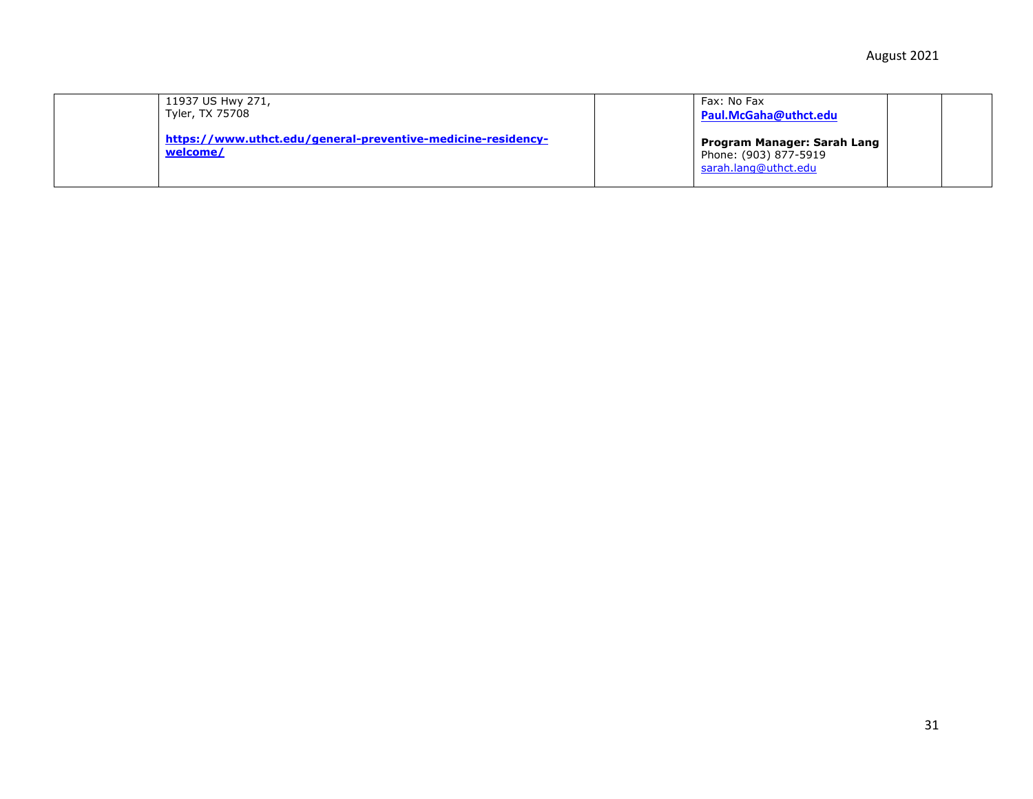|  |  |  |  |  |  |
|---|---|---|---|---|---|
|  | 11937 US Hwy 271,<br>Tyler, TX 75708<br><br>**https://www.uthct.edu/general-preventive-medicine-residency-welcome/** |  | Fax: No Fax<br>**Paul.McGaha@uthct.edu**<br><br>**Program Manager: Sarah Lang**<br>Phone: (903) 877-5919<br>sarah.lang@uthct.edu |  |  |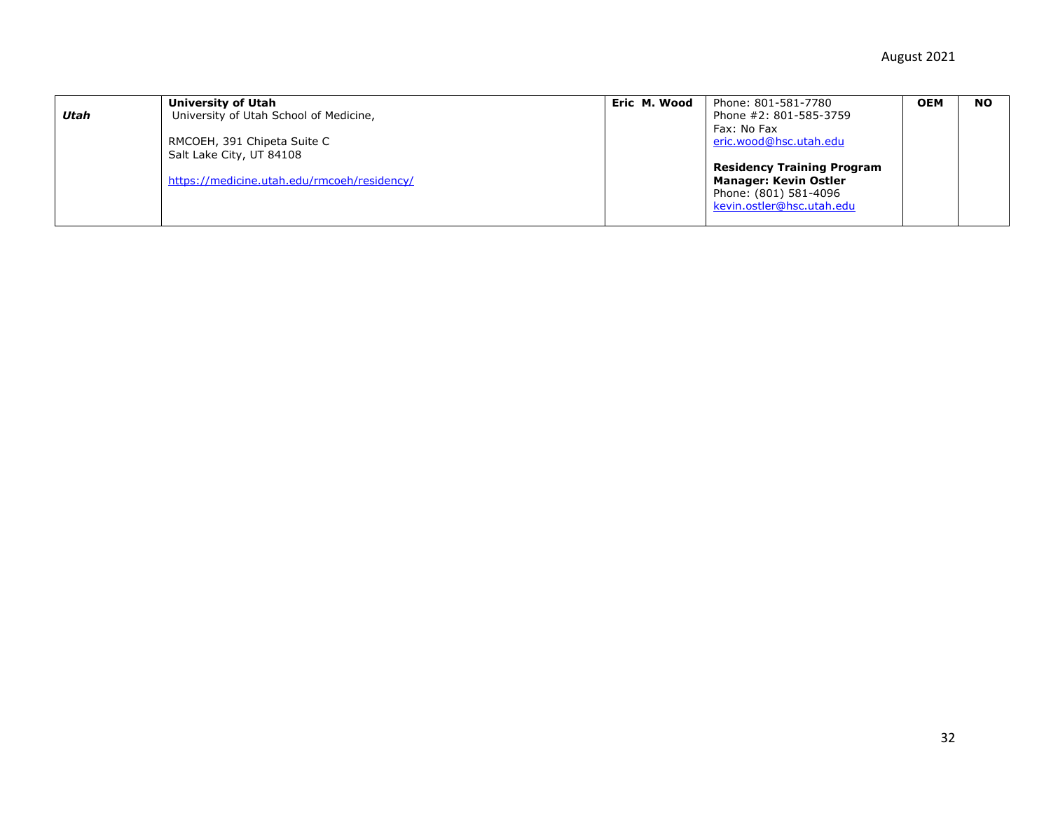| | | | | | |
|---|---|---|---|---|---|
| ***Utah*** | **University of Utah**<br>University of Utah School of Medicine,<br><br>RMCOEH, 391 Chipeta Suite C<br>Salt Lake City, UT 84108<br><br>https://medicine.utah.edu/rmcoeh/residency/ | **Eric M. Wood** | Phone: 801-581-7780<br>Phone #2: 801-585-3759<br>Fax: No Fax<br>eric.wood@hsc.utah.edu<br><br>**Residency Training Program Manager: Kevin Ostler**<br>Phone: (801) 581-4096<br>kevin.ostler@hsc.utah.edu | **OEM** | **NO** |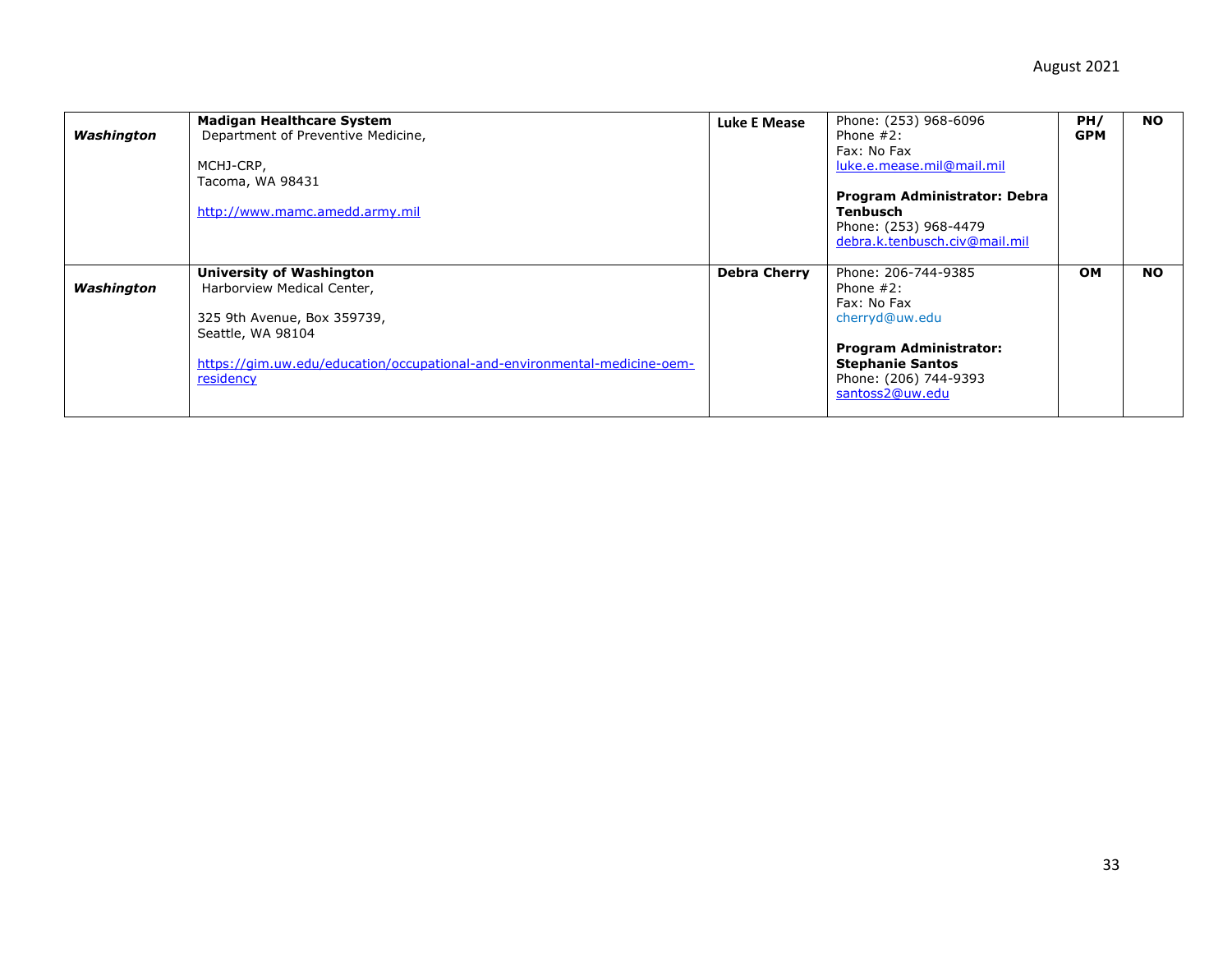| | | | | | |
|---|---|---|---|---|---|
| ***Washington*** | **Madigan Healthcare System**<br>Department of Preventive Medicine,<br><br>MCHJ-CRP,<br>Tacoma, WA 98431<br><br>http://www.mamc.amedd.army.mil | **Luke E Mease** | Phone: (253) 968-6096<br>Phone #2:<br>Fax: No Fax<br>luke.e.mease.mil@mail.mil<br><br>**Program Administrator: Debra Tenbusch**<br>Phone: (253) 968-4479<br>debra.k.tenbusch.civ@mail.mil | **PH/ GPM** | **NO** |
| ***Washington*** | **University of Washington**<br>Harborview Medical Center,<br><br>325 9th Avenue, Box 359739,<br>Seattle, WA 98104<br><br>https://gim.uw.edu/education/occupational-and-environmental-medicine-oem-residency | **Debra Cherry** | Phone: 206-744-9385<br>Phone #2:<br>Fax: No Fax<br>cherryd@uw.edu<br><br>**Program Administrator: Stephanie Santos**<br>Phone: (206) 744-9393<br>santoss2@uw.edu | **OM** | **NO** |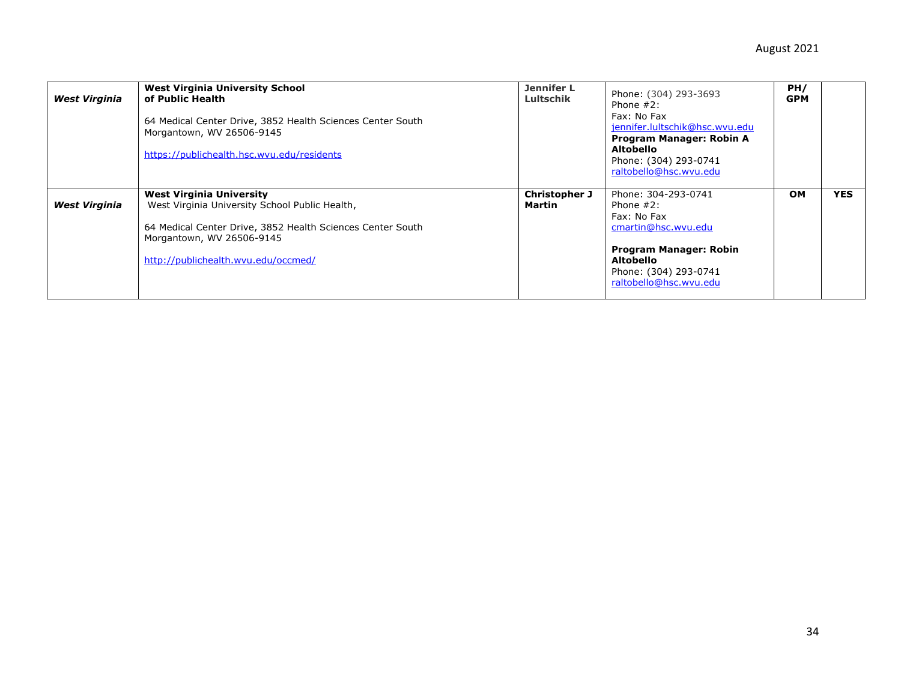| | | | | | |
|---|---|---|---|---|---|
| ***West Virginia*** | **West Virginia University School of Public Health**<br><br>64 Medical Center Drive, 3852 Health Sciences Center South<br>Morgantown, WV 26506-9145<br><br>https://publichealth.hsc.wvu.edu/residents | **Jennifer L Lultschik** | Phone: (304) 293-3693<br>Phone #2:<br>Fax: No Fax<br>jennifer.lultschik@hsc.wvu.edu<br>**Program Manager: Robin A Altobello**<br>Phone: (304) 293-0741<br>raltobello@hsc.wvu.edu | **PH/ GPM** | |
| ***West Virginia*** | **West Virginia University**<br>West Virginia University School Public Health,<br><br>64 Medical Center Drive, 3852 Health Sciences Center South<br>Morgantown, WV 26506-9145<br><br>http://publichealth.wvu.edu/occmed/ | **Christopher J Martin** | Phone: 304-293-0741<br>Phone #2:<br>Fax: No Fax<br>cmartin@hsc.wvu.edu<br><br>**Program Manager: Robin Altobello**<br>Phone: (304) 293-0741<br>raltobello@hsc.wvu.edu | **OM** | **YES** |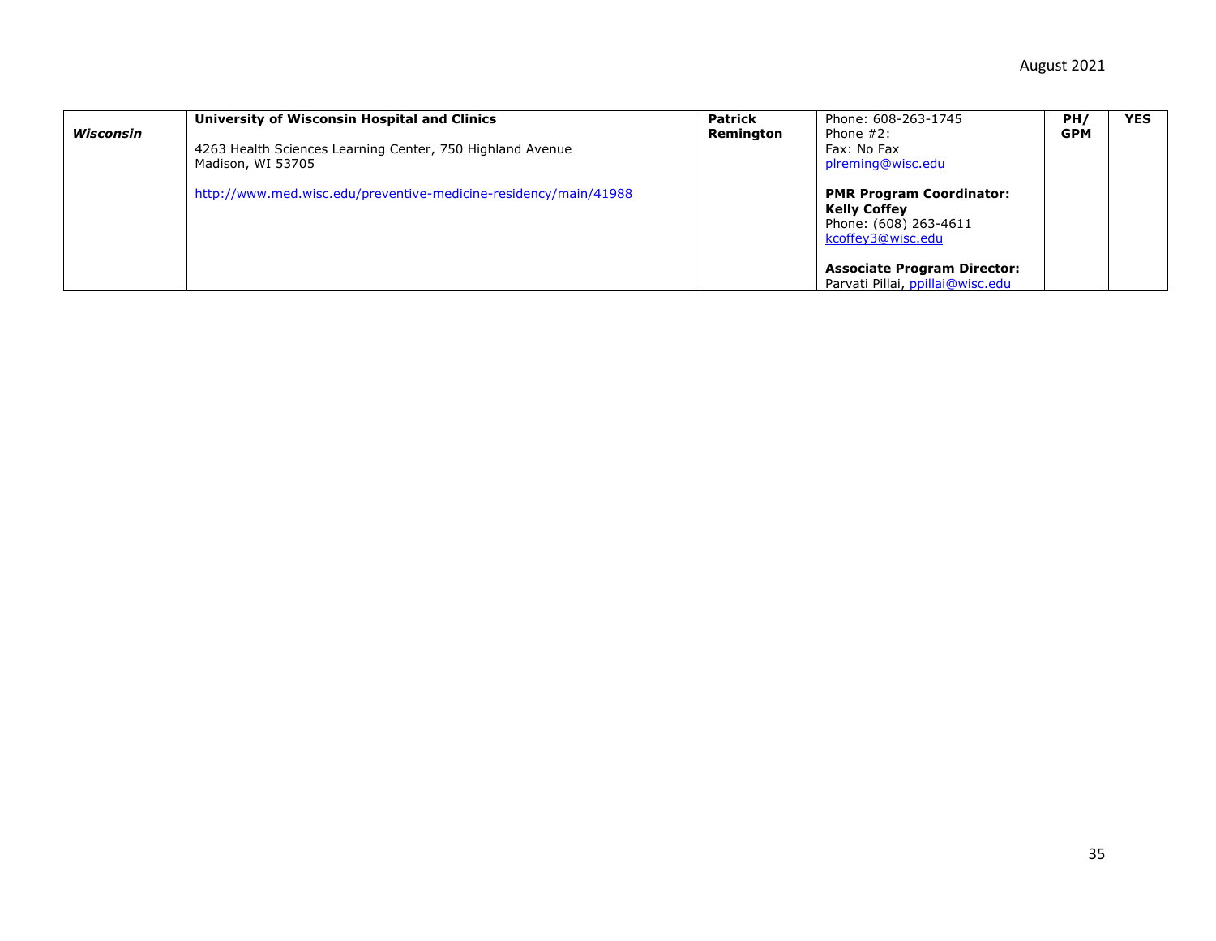| | | | | | |
|---|---|---|---|---|---|
| ***Wisconsin*** | **University of Wisconsin Hospital and Clinics**<br><br>4263 Health Sciences Learning Center, 750 Highland Avenue<br>Madison, WI 53705<br><br>http://www.med.wisc.edu/preventive-medicine-residency/main/41988 | **Patrick Remington** | Phone: 608-263-1745<br>Phone #2:<br>Fax: No Fax<br>plreming@wisc.edu<br><br>**PMR Program Coordinator:**<br>**Kelly Coffey**<br>Phone: (608) 263-4611<br>kcoffey3@wisc.edu<br><br>**Associate Program Director:**<br>Parvati Pillai, ppillai@wisc.edu | **PH/ GPM** | **YES** |